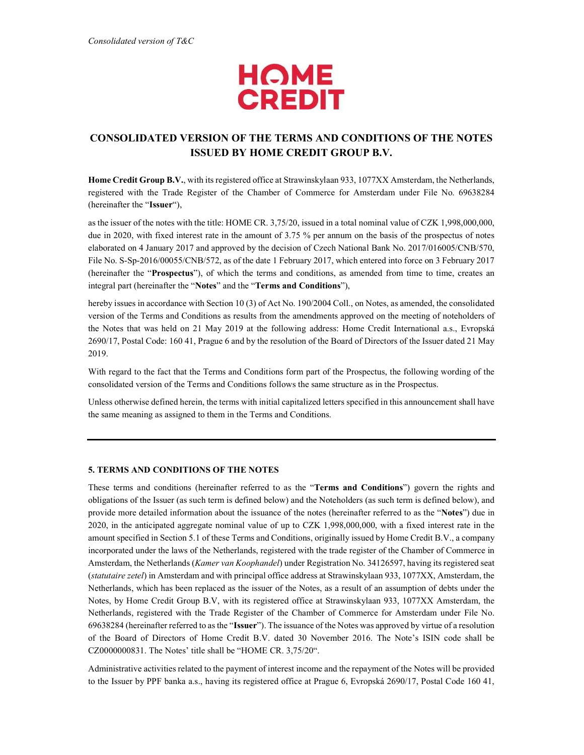*Consolidated version of T&C*

HOME CREDIT

## CONSOLIDATED VERSION OF THE TERMS AND CONDITIONS OF THE NOTES ISSUED BY HOME CREDIT GROUP B.V.

**Home Credit Group B.V.**, with its registered office at Strawinskylaan 933, 1077XX Amsterdam, the Netherlands, registered with the Trade Register of the Chamber of Commerce for Amsterdam under File No. 69638284 (hereinafter the "**Issuer**"),

as the issuer of the notes with the title: HOME CR. 3,75/20, issued in a total nominal value of CZK 1,998,000,000, due in 2020, with fixed interest rate in the amount of 3.75 % per annum on the basis of the prospectus of notes elaborated on 4 January 2017 and approved by the decision of Czech National Bank No. 2017/016005/CNB/570, File No. S-Sp-2016/00055/CNB/572, as of the date 1 February 2017, which entered into force on 3 February 2017 (hereinafter the "**Prospectus**"), of which the terms and conditions, as amended from time to time, creates an integral part (hereinafter the "**Notes**" and the "**Terms and Conditions**"),

hereby issues in accordance with Section 10 (3) of Act No. 190/2004 Coll., on Notes, as amended, the consolidated version of the Terms and Conditions as results from the amendments approved on the meeting of noteholders of the Notes that was held on 21 May 2019 at the following address: Home Credit International a.s., Evropská 2690/17, Postal Code: 160 41, Prague 6 and by the resolution of the Board of Directors of the Issuer dated 21 May 2019.

With regard to the fact that the Terms and Conditions form part of the Prospectus, the following wording of the consolidated version of the Terms and Conditions follows the same structure as in the Prospectus.

Unless otherwise defined herein, the terms with initial capitalized letters specified in this announcement shall have the same meaning as assigned to them in the Terms and Conditions.

---

### 5. TERMS AND CONDITIONS OF THE NOTES

These terms and conditions (hereinafter referred to as the "**Terms and Conditions**") govern the rights and obligations of the Issuer (as such term is defined below) and the Noteholders (as such term is defined below), and provide more detailed information about the issuance of the notes (hereinafter referred to as the "**Notes**") due in 2020, in the anticipated aggregate nominal value of up to CZK 1,998,000,000, with a fixed interest rate in the amount specified in Section 5.1 of these Terms and Conditions, originally issued by Home Credit B.V., a company incorporated under the laws of the Netherlands, registered with the trade register of the Chamber of Commerce in Amsterdam, the Netherlands (*Kamer van Koophandel*) under Registration No. 34126597, having its registered seat (*statutaire zetel*) in Amsterdam and with principal office address at Strawinskylaan 933, 1077XX, Amsterdam, the Netherlands, which has been replaced as the issuer of the Notes, as a result of an assumption of debts under the Notes, by Home Credit Group B.V, with its registered office at Strawinskylaan 933, 1077XX Amsterdam, the Netherlands, registered with the Trade Register of the Chamber of Commerce for Amsterdam under File No. 69638284 (hereinafter referred to as the "**Issuer**"). The issuance of the Notes was approved by virtue of a resolution of the Board of Directors of Home Credit B.V. dated 30 November 2016. The Note's ISIN code shall be CZ0000000831. The Notes' title shall be "HOME CR. 3,75/20".

Administrative activities related to the payment of interest income and the repayment of the Notes will be provided to the Issuer by PPF banka a.s., having its registered office at Prague 6, Evropská 2690/17, Postal Code 160 41,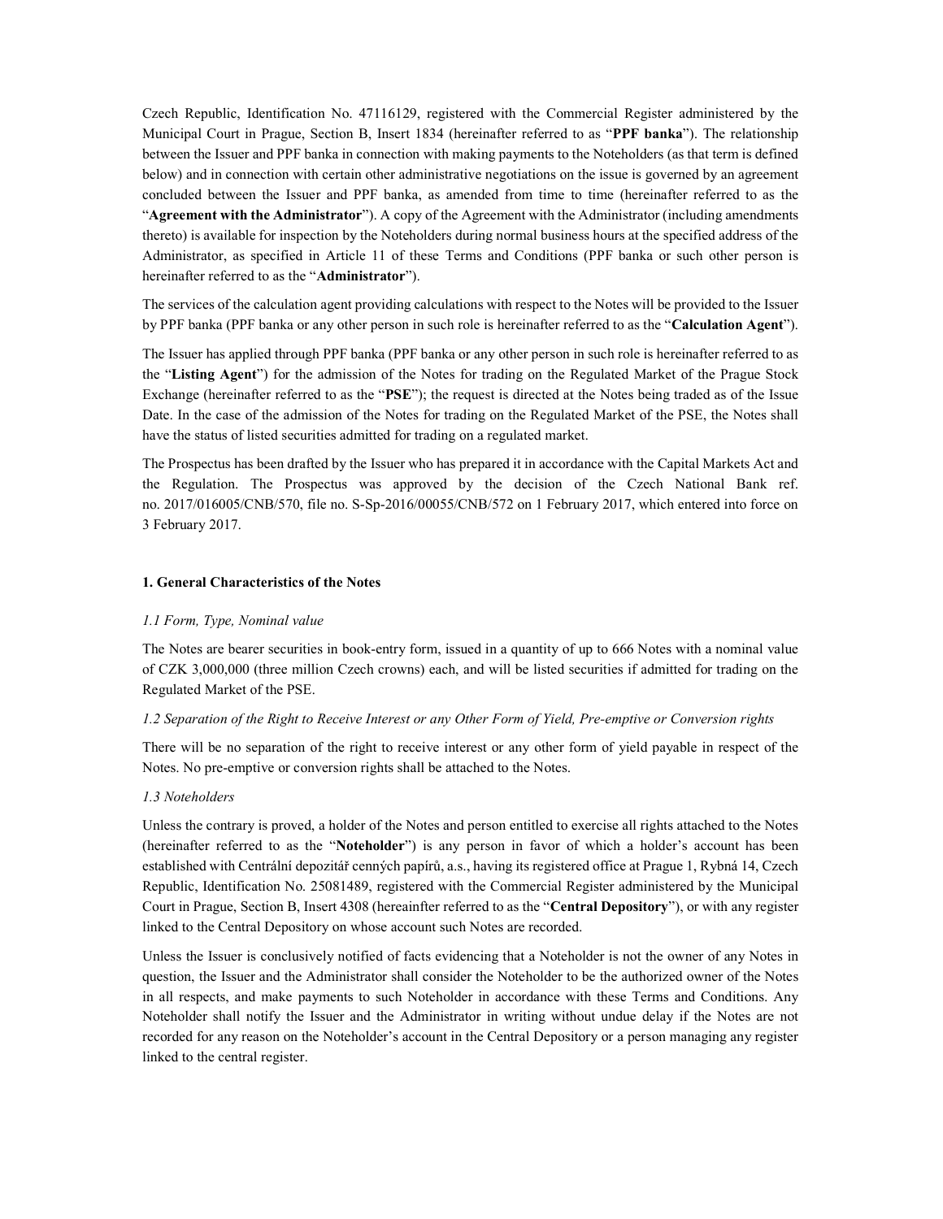Czech Republic, Identification No. 47116129, registered with the Commercial Register administered by the Municipal Court in Prague, Section B, Insert 1834 (hereinafter referred to as "**PPF banka**"). The relationship between the Issuer and PPF banka in connection with making payments to the Noteholders (as that term is defined below) and in connection with certain other administrative negotiations on the issue is governed by an agreement concluded between the Issuer and PPF banka, as amended from time to time (hereinafter referred to as the "**Agreement with the Administrator**"). A copy of the Agreement with the Administrator (including amendments thereto) is available for inspection by the Noteholders during normal business hours at the specified address of the Administrator, as specified in Article 11 of these Terms and Conditions (PPF banka or such other person is hereinafter referred to as the "**Administrator**").

The services of the calculation agent providing calculations with respect to the Notes will be provided to the Issuer by PPF banka (PPF banka or any other person in such role is hereinafter referred to as the "**Calculation Agent**").

The Issuer has applied through PPF banka (PPF banka or any other person in such role is hereinafter referred to as the "**Listing Agent**") for the admission of the Notes for trading on the Regulated Market of the Prague Stock Exchange (hereinafter referred to as the "**PSE**"); the request is directed at the Notes being traded as of the Issue Date. In the case of the admission of the Notes for trading on the Regulated Market of the PSE, the Notes shall have the status of listed securities admitted for trading on a regulated market.

The Prospectus has been drafted by the Issuer who has prepared it in accordance with the Capital Markets Act and the Regulation. The Prospectus was approved by the decision of the Czech National Bank ref. no. 2017/016005/CNB/570, file no. S-Sp-2016/00055/CNB/572 on 1 February 2017, which entered into force on 3 February 2017.

### 1. General Characteristics of the Notes

*1.1 Form, Type, Nominal value*

The Notes are bearer securities in book-entry form, issued in a quantity of up to 666 Notes with a nominal value of CZK 3,000,000 (three million Czech crowns) each, and will be listed securities if admitted for trading on the Regulated Market of the PSE.

*1.2 Separation of the Right to Receive Interest or any Other Form of Yield, Pre-emptive or Conversion rights*

There will be no separation of the right to receive interest or any other form of yield payable in respect of the Notes. No pre-emptive or conversion rights shall be attached to the Notes.

*1.3 Noteholders*

Unless the contrary is proved, a holder of the Notes and person entitled to exercise all rights attached to the Notes (hereinafter referred to as the "**Noteholder**") is any person in favor of which a holder's account has been established with Centrální depozitář cenných papírů, a.s., having its registered office at Prague 1, Rybná 14, Czech Republic, Identification No. 25081489, registered with the Commercial Register administered by the Municipal Court in Prague, Section B, Insert 4308 (hereainfter referred to as the "**Central Depository**"), or with any register linked to the Central Depository on whose account such Notes are recorded.

Unless the Issuer is conclusively notified of facts evidencing that a Noteholder is not the owner of any Notes in question, the Issuer and the Administrator shall consider the Noteholder to be the authorized owner of the Notes in all respects, and make payments to such Noteholder in accordance with these Terms and Conditions. Any Noteholder shall notify the Issuer and the Administrator in writing without undue delay if the Notes are not recorded for any reason on the Noteholder's account in the Central Depository or a person managing any register linked to the central register.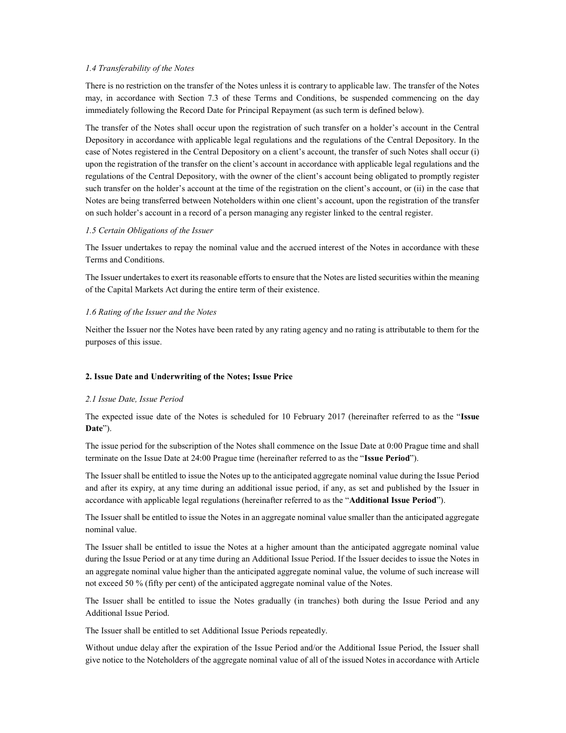*1.4 Transferability of the Notes*

There is no restriction on the transfer of the Notes unless it is contrary to applicable law. The transfer of the Notes may, in accordance with Section 7.3 of these Terms and Conditions, be suspended commencing on the day immediately following the Record Date for Principal Repayment (as such term is defined below).

The transfer of the Notes shall occur upon the registration of such transfer on a holder's account in the Central Depository in accordance with applicable legal regulations and the regulations of the Central Depository. In the case of Notes registered in the Central Depository on a client's account, the transfer of such Notes shall occur (i) upon the registration of the transfer on the client's account in accordance with applicable legal regulations and the regulations of the Central Depository, with the owner of the client's account being obligated to promptly register such transfer on the holder's account at the time of the registration on the client's account, or (ii) in the case that Notes are being transferred between Noteholders within one client's account, upon the registration of the transfer on such holder's account in a record of a person managing any register linked to the central register.

*1.5 Certain Obligations of the Issuer*

The Issuer undertakes to repay the nominal value and the accrued interest of the Notes in accordance with these Terms and Conditions.

The Issuer undertakes to exert its reasonable efforts to ensure that the Notes are listed securities within the meaning of the Capital Markets Act during the entire term of their existence.

*1.6 Rating of the Issuer and the Notes*

Neither the Issuer nor the Notes have been rated by any rating agency and no rating is attributable to them for the purposes of this issue.

## 2. Issue Date and Underwriting of the Notes; Issue Price

*2.1 Issue Date, Issue Period*

The expected issue date of the Notes is scheduled for 10 February 2017 (hereinafter referred to as the "**Issue Date**").

The issue period for the subscription of the Notes shall commence on the Issue Date at 0:00 Prague time and shall terminate on the Issue Date at 24:00 Prague time (hereinafter referred to as the "**Issue Period**").

The Issuer shall be entitled to issue the Notes up to the anticipated aggregate nominal value during the Issue Period and after its expiry, at any time during an additional issue period, if any, as set and published by the Issuer in accordance with applicable legal regulations (hereinafter referred to as the "**Additional Issue Period**").

The Issuer shall be entitled to issue the Notes in an aggregate nominal value smaller than the anticipated aggregate nominal value.

The Issuer shall be entitled to issue the Notes at a higher amount than the anticipated aggregate nominal value during the Issue Period or at any time during an Additional Issue Period. If the Issuer decides to issue the Notes in an aggregate nominal value higher than the anticipated aggregate nominal value, the volume of such increase will not exceed 50 % (fifty per cent) of the anticipated aggregate nominal value of the Notes.

The Issuer shall be entitled to issue the Notes gradually (in tranches) both during the Issue Period and any Additional Issue Period.

The Issuer shall be entitled to set Additional Issue Periods repeatedly.

Without undue delay after the expiration of the Issue Period and/or the Additional Issue Period, the Issuer shall give notice to the Noteholders of the aggregate nominal value of all of the issued Notes in accordance with Article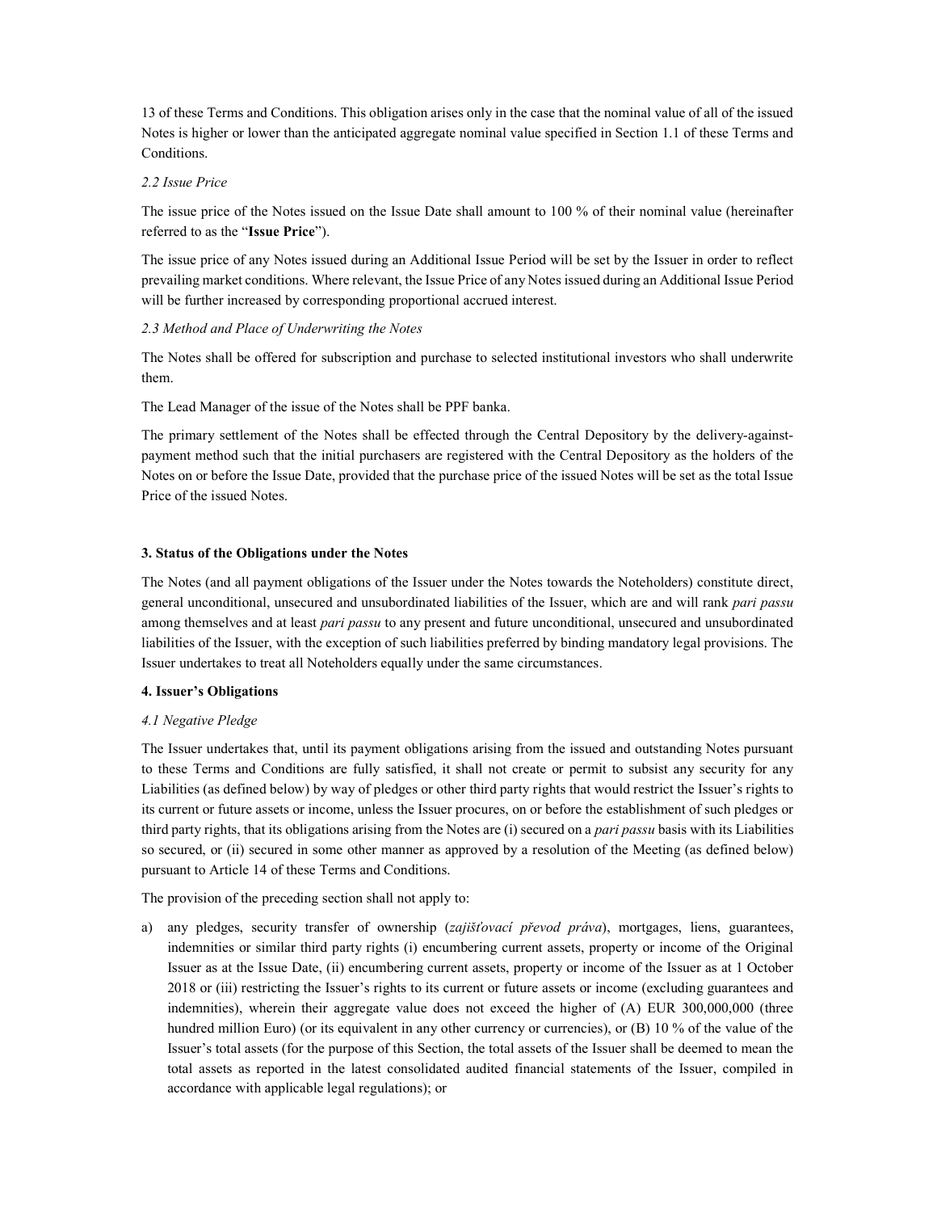13 of these Terms and Conditions. This obligation arises only in the case that the nominal value of all of the issued Notes is higher or lower than the anticipated aggregate nominal value specified in Section 1.1 of these Terms and Conditions.

*2.2 Issue Price*

The issue price of the Notes issued on the Issue Date shall amount to 100 % of their nominal value (hereinafter referred to as the "**Issue Price**").

The issue price of any Notes issued during an Additional Issue Period will be set by the Issuer in order to reflect prevailing market conditions. Where relevant, the Issue Price of any Notes issued during an Additional Issue Period will be further increased by corresponding proportional accrued interest.

*2.3 Method and Place of Underwriting the Notes*

The Notes shall be offered for subscription and purchase to selected institutional investors who shall underwrite them.

The Lead Manager of the issue of the Notes shall be PPF banka.

The primary settlement of the Notes shall be effected through the Central Depository by the delivery-against-payment method such that the initial purchasers are registered with the Central Depository as the holders of the Notes on or before the Issue Date, provided that the purchase price of the issued Notes will be set as the total Issue Price of the issued Notes.

**3. Status of the Obligations under the Notes**

The Notes (and all payment obligations of the Issuer under the Notes towards the Noteholders) constitute direct, general unconditional, unsecured and unsubordinated liabilities of the Issuer, which are and will rank *pari passu* among themselves and at least *pari passu* to any present and future unconditional, unsecured and unsubordinated liabilities of the Issuer, with the exception of such liabilities preferred by binding mandatory legal provisions. The Issuer undertakes to treat all Noteholders equally under the same circumstances.

**4. Issuer's Obligations**

*4.1 Negative Pledge*

The Issuer undertakes that, until its payment obligations arising from the issued and outstanding Notes pursuant to these Terms and Conditions are fully satisfied, it shall not create or permit to subsist any security for any Liabilities (as defined below) by way of pledges or other third party rights that would restrict the Issuer's rights to its current or future assets or income, unless the Issuer procures, on or before the establishment of such pledges or third party rights, that its obligations arising from the Notes are (i) secured on a *pari passu* basis with its Liabilities so secured, or (ii) secured in some other manner as approved by a resolution of the Meeting (as defined below) pursuant to Article 14 of these Terms and Conditions.

The provision of the preceding section shall not apply to:

a) any pledges, security transfer of ownership (*zajišťovací převod práva*), mortgages, liens, guarantees, indemnities or similar third party rights (i) encumbering current assets, property or income of the Original Issuer as at the Issue Date, (ii) encumbering current assets, property or income of the Issuer as at 1 October 2018 or (iii) restricting the Issuer's rights to its current or future assets or income (excluding guarantees and indemnities), wherein their aggregate value does not exceed the higher of (A) EUR 300,000,000 (three hundred million Euro) (or its equivalent in any other currency or currencies), or (B) 10 % of the value of the Issuer's total assets (for the purpose of this Section, the total assets of the Issuer shall be deemed to mean the total assets as reported in the latest consolidated audited financial statements of the Issuer, compiled in accordance with applicable legal regulations); or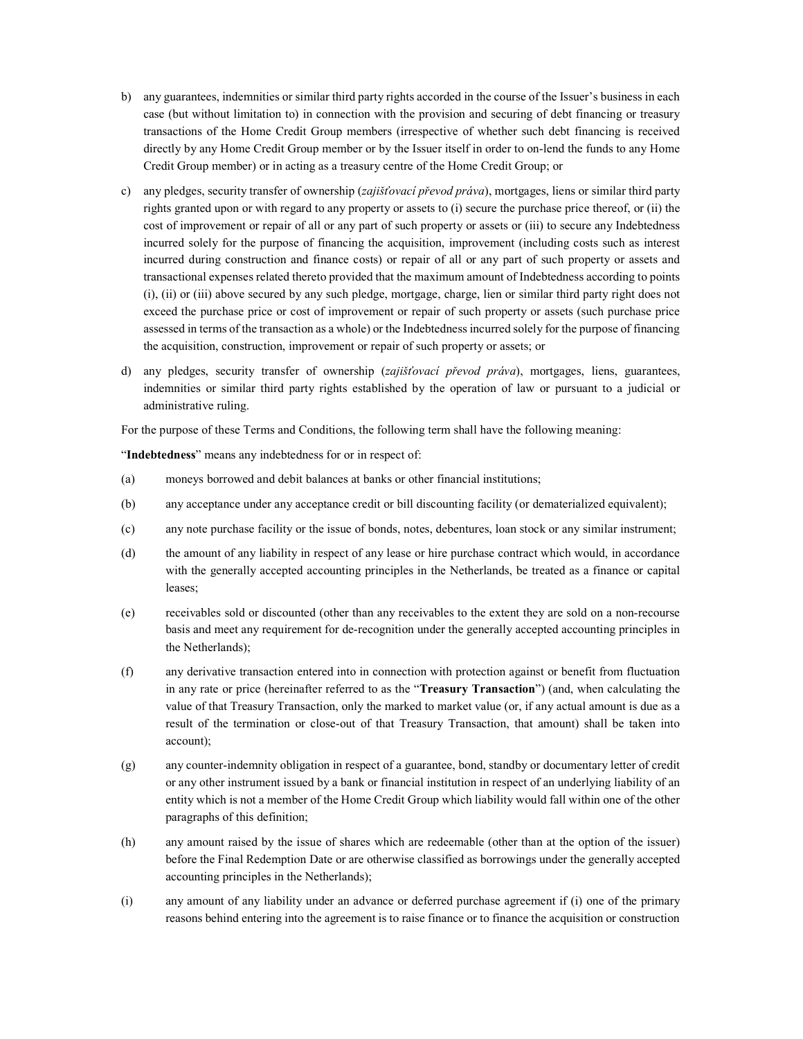b) any guarantees, indemnities or similar third party rights accorded in the course of the Issuer's business in each case (but without limitation to) in connection with the provision and securing of debt financing or treasury transactions of the Home Credit Group members (irrespective of whether such debt financing is received directly by any Home Credit Group member or by the Issuer itself in order to on-lend the funds to any Home Credit Group member) or in acting as a treasury centre of the Home Credit Group; or

c) any pledges, security transfer of ownership (*zajišťovací převod práva*), mortgages, liens or similar third party rights granted upon or with regard to any property or assets to (i) secure the purchase price thereof, or (ii) the cost of improvement or repair of all or any part of such property or assets or (iii) to secure any Indebtedness incurred solely for the purpose of financing the acquisition, improvement (including costs such as interest incurred during construction and finance costs) or repair of all or any part of such property or assets and transactional expenses related thereto provided that the maximum amount of Indebtedness according to points (i), (ii) or (iii) above secured by any such pledge, mortgage, charge, lien or similar third party right does not exceed the purchase price or cost of improvement or repair of such property or assets (such purchase price assessed in terms of the transaction as a whole) or the Indebtedness incurred solely for the purpose of financing the acquisition, construction, improvement or repair of such property or assets; or

d) any pledges, security transfer of ownership (*zajišťovací převod práva*), mortgages, liens, guarantees, indemnities or similar third party rights established by the operation of law or pursuant to a judicial or administrative ruling.

For the purpose of these Terms and Conditions, the following term shall have the following meaning:

"**Indebtedness**" means any indebtedness for or in respect of:

(a) moneys borrowed and debit balances at banks or other financial institutions;

(b) any acceptance under any acceptance credit or bill discounting facility (or dematerialized equivalent);

(c) any note purchase facility or the issue of bonds, notes, debentures, loan stock or any similar instrument;

(d) the amount of any liability in respect of any lease or hire purchase contract which would, in accordance with the generally accepted accounting principles in the Netherlands, be treated as a finance or capital leases;

(e) receivables sold or discounted (other than any receivables to the extent they are sold on a non-recourse basis and meet any requirement for de-recognition under the generally accepted accounting principles in the Netherlands);

(f) any derivative transaction entered into in connection with protection against or benefit from fluctuation in any rate or price (hereinafter referred to as the "**Treasury Transaction**") (and, when calculating the value of that Treasury Transaction, only the marked to market value (or, if any actual amount is due as a result of the termination or close-out of that Treasury Transaction, that amount) shall be taken into account);

(g) any counter-indemnity obligation in respect of a guarantee, bond, standby or documentary letter of credit or any other instrument issued by a bank or financial institution in respect of an underlying liability of an entity which is not a member of the Home Credit Group which liability would fall within one of the other paragraphs of this definition;

(h) any amount raised by the issue of shares which are redeemable (other than at the option of the issuer) before the Final Redemption Date or are otherwise classified as borrowings under the generally accepted accounting principles in the Netherlands);

(i) any amount of any liability under an advance or deferred purchase agreement if (i) one of the primary reasons behind entering into the agreement is to raise finance or to finance the acquisition or construction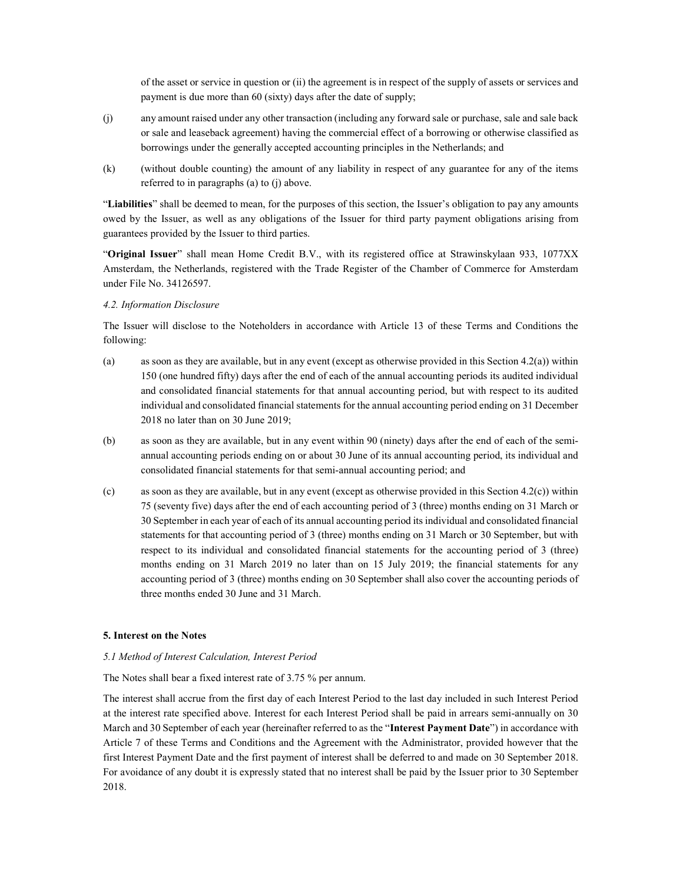of the asset or service in question or (ii) the agreement is in respect of the supply of assets or services and payment is due more than 60 (sixty) days after the date of supply;

(j) any amount raised under any other transaction (including any forward sale or purchase, sale and sale back or sale and leaseback agreement) having the commercial effect of a borrowing or otherwise classified as borrowings under the generally accepted accounting principles in the Netherlands; and

(k) (without double counting) the amount of any liability in respect of any guarantee for any of the items referred to in paragraphs (a) to (j) above.

"**Liabilities**" shall be deemed to mean, for the purposes of this section, the Issuer's obligation to pay any amounts owed by the Issuer, as well as any obligations of the Issuer for third party payment obligations arising from guarantees provided by the Issuer to third parties.

"**Original Issuer**" shall mean Home Credit B.V., with its registered office at Strawinskylaan 933, 1077XX Amsterdam, the Netherlands, registered with the Trade Register of the Chamber of Commerce for Amsterdam under File No. 34126597.

*4.2. Information Disclosure*

The Issuer will disclose to the Noteholders in accordance with Article 13 of these Terms and Conditions the following:

(a) as soon as they are available, but in any event (except as otherwise provided in this Section 4.2(a)) within 150 (one hundred fifty) days after the end of each of the annual accounting periods its audited individual and consolidated financial statements for that annual accounting period, but with respect to its audited individual and consolidated financial statements for the annual accounting period ending on 31 December 2018 no later than on 30 June 2019;

(b) as soon as they are available, but in any event within 90 (ninety) days after the end of each of the semi-annual accounting periods ending on or about 30 June of its annual accounting period, its individual and consolidated financial statements for that semi-annual accounting period; and

(c) as soon as they are available, but in any event (except as otherwise provided in this Section 4.2(c)) within 75 (seventy five) days after the end of each accounting period of 3 (three) months ending on 31 March or 30 September in each year of each of its annual accounting period its individual and consolidated financial statements for that accounting period of 3 (three) months ending on 31 March or 30 September, but with respect to its individual and consolidated financial statements for the accounting period of 3 (three) months ending on 31 March 2019 no later than on 15 July 2019; the financial statements for any accounting period of 3 (three) months ending on 30 September shall also cover the accounting periods of three months ended 30 June and 31 March.

**5. Interest on the Notes**

*5.1 Method of Interest Calculation, Interest Period*

The Notes shall bear a fixed interest rate of 3.75 % per annum.

The interest shall accrue from the first day of each Interest Period to the last day included in such Interest Period at the interest rate specified above. Interest for each Interest Period shall be paid in arrears semi-annually on 30 March and 30 September of each year (hereinafter referred to as the "**Interest Payment Date**") in accordance with Article 7 of these Terms and Conditions and the Agreement with the Administrator, provided however that the first Interest Payment Date and the first payment of interest shall be deferred to and made on 30 September 2018. For avoidance of any doubt it is expressly stated that no interest shall be paid by the Issuer prior to 30 September 2018.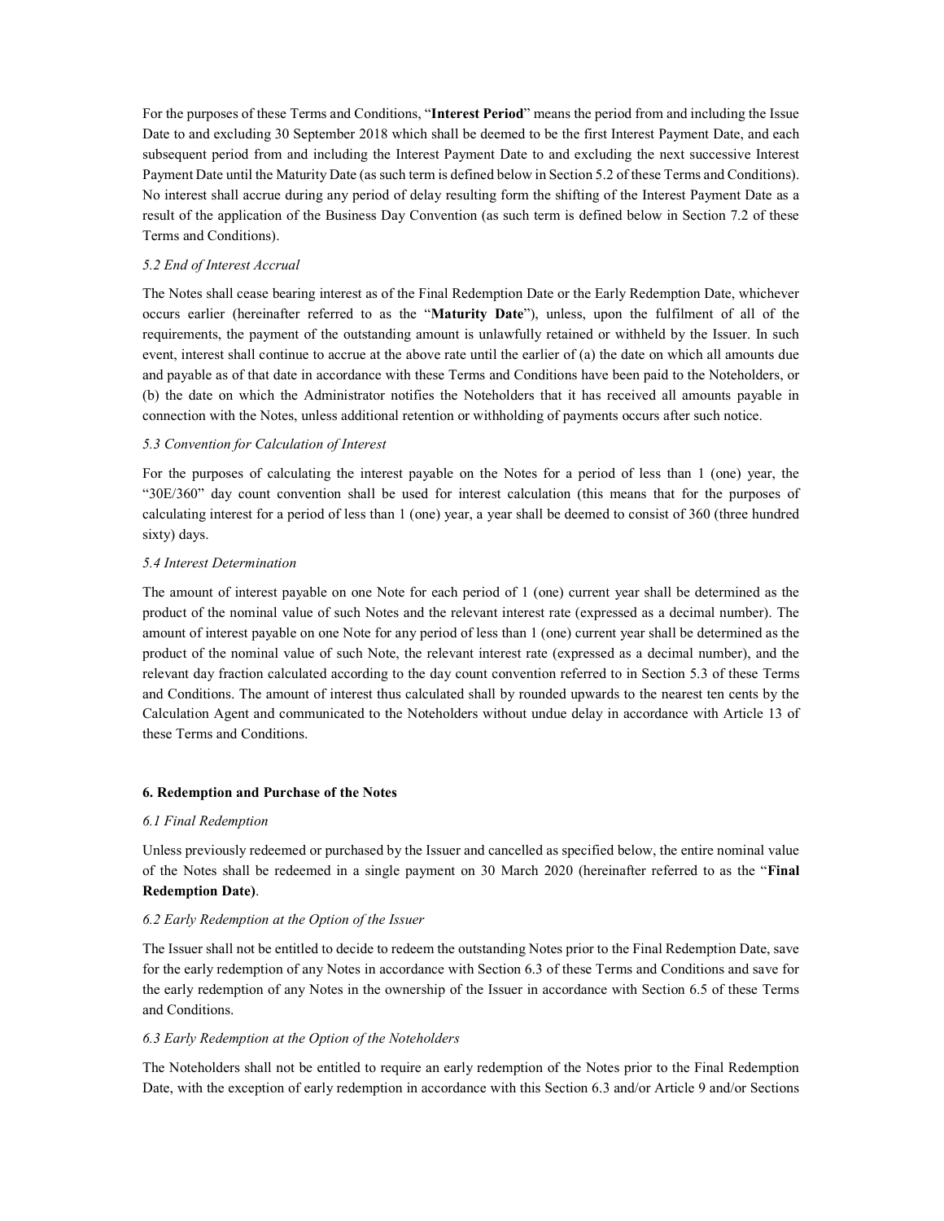For the purposes of these Terms and Conditions, "**Interest Period**" means the period from and including the Issue Date to and excluding 30 September 2018 which shall be deemed to be the first Interest Payment Date, and each subsequent period from and including the Interest Payment Date to and excluding the next successive Interest Payment Date until the Maturity Date (as such term is defined below in Section 5.2 of these Terms and Conditions). No interest shall accrue during any period of delay resulting form the shifting of the Interest Payment Date as a result of the application of the Business Day Convention (as such term is defined below in Section 7.2 of these Terms and Conditions).

*5.2 End of Interest Accrual*

The Notes shall cease bearing interest as of the Final Redemption Date or the Early Redemption Date, whichever occurs earlier (hereinafter referred to as the "**Maturity Date**"), unless, upon the fulfilment of all of the requirements, the payment of the outstanding amount is unlawfully retained or withheld by the Issuer. In such event, interest shall continue to accrue at the above rate until the earlier of (a) the date on which all amounts due and payable as of that date in accordance with these Terms and Conditions have been paid to the Noteholders, or (b) the date on which the Administrator notifies the Noteholders that it has received all amounts payable in connection with the Notes, unless additional retention or withholding of payments occurs after such notice.

*5.3 Convention for Calculation of Interest*

For the purposes of calculating the interest payable on the Notes for a period of less than 1 (one) year, the "30E/360" day count convention shall be used for interest calculation (this means that for the purposes of calculating interest for a period of less than 1 (one) year, a year shall be deemed to consist of 360 (three hundred sixty) days.

*5.4 Interest Determination*

The amount of interest payable on one Note for each period of 1 (one) current year shall be determined as the product of the nominal value of such Notes and the relevant interest rate (expressed as a decimal number). The amount of interest payable on one Note for any period of less than 1 (one) current year shall be determined as the product of the nominal value of such Note, the relevant interest rate (expressed as a decimal number), and the relevant day fraction calculated according to the day count convention referred to in Section 5.3 of these Terms and Conditions. The amount of interest thus calculated shall by rounded upwards to the nearest ten cents by the Calculation Agent and communicated to the Noteholders without undue delay in accordance with Article 13 of these Terms and Conditions.

**6. Redemption and Purchase of the Notes**

*6.1 Final Redemption*

Unless previously redeemed or purchased by the Issuer and cancelled as specified below, the entire nominal value of the Notes shall be redeemed in a single payment on 30 March 2020 (hereinafter referred to as the "**Final Redemption Date)**.

*6.2 Early Redemption at the Option of the Issuer*

The Issuer shall not be entitled to decide to redeem the outstanding Notes prior to the Final Redemption Date, save for the early redemption of any Notes in accordance with Section 6.3 of these Terms and Conditions and save for the early redemption of any Notes in the ownership of the Issuer in accordance with Section 6.5 of these Terms and Conditions.

*6.3 Early Redemption at the Option of the Noteholders*

The Noteholders shall not be entitled to require an early redemption of the Notes prior to the Final Redemption Date, with the exception of early redemption in accordance with this Section 6.3 and/or Article 9 and/or Sections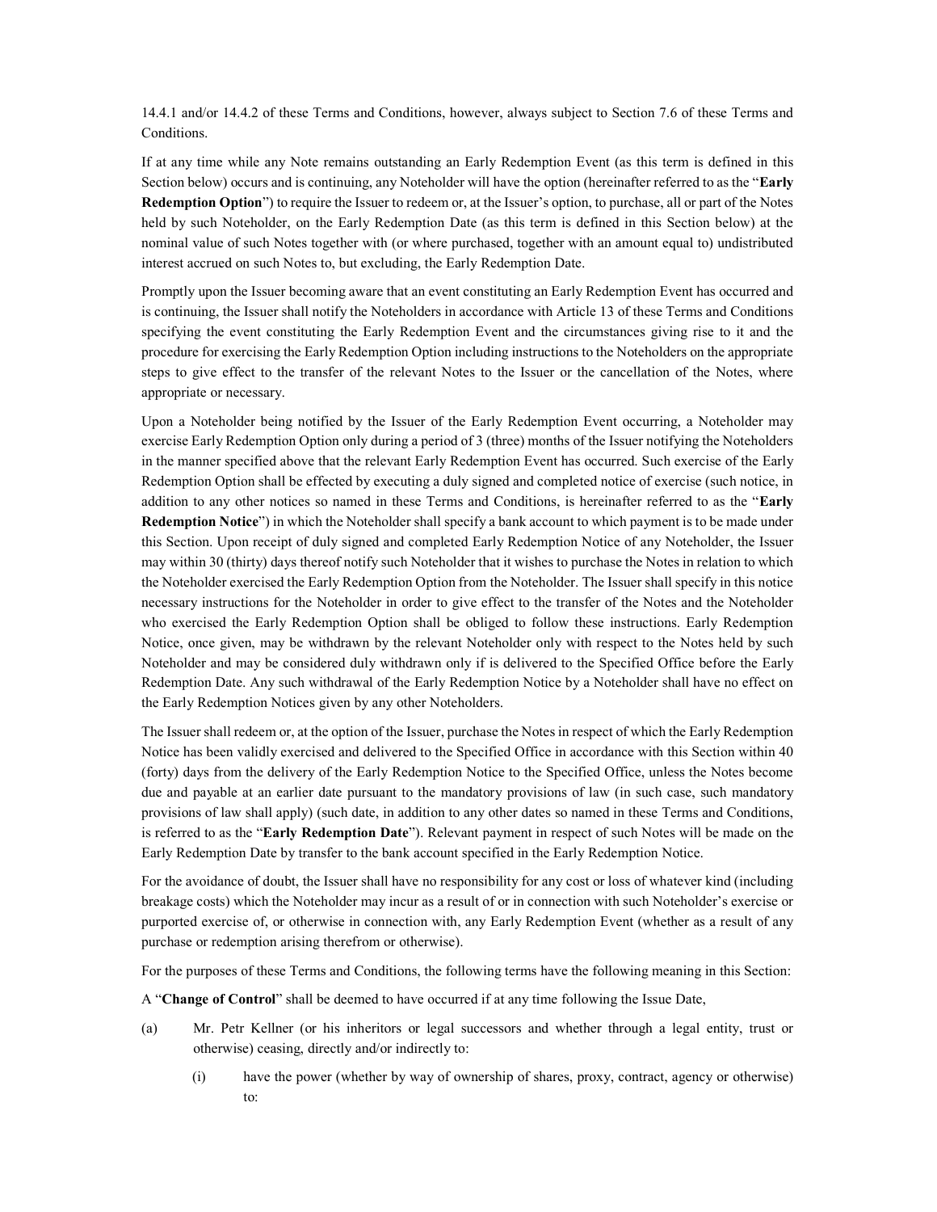14.4.1 and/or 14.4.2 of these Terms and Conditions, however, always subject to Section 7.6 of these Terms and Conditions.

If at any time while any Note remains outstanding an Early Redemption Event (as this term is defined in this Section below) occurs and is continuing, any Noteholder will have the option (hereinafter referred to as the "**Early Redemption Option**") to require the Issuer to redeem or, at the Issuer's option, to purchase, all or part of the Notes held by such Noteholder, on the Early Redemption Date (as this term is defined in this Section below) at the nominal value of such Notes together with (or where purchased, together with an amount equal to) undistributed interest accrued on such Notes to, but excluding, the Early Redemption Date.

Promptly upon the Issuer becoming aware that an event constituting an Early Redemption Event has occurred and is continuing, the Issuer shall notify the Noteholders in accordance with Article 13 of these Terms and Conditions specifying the event constituting the Early Redemption Event and the circumstances giving rise to it and the procedure for exercising the Early Redemption Option including instructions to the Noteholders on the appropriate steps to give effect to the transfer of the relevant Notes to the Issuer or the cancellation of the Notes, where appropriate or necessary.

Upon a Noteholder being notified by the Issuer of the Early Redemption Event occurring, a Noteholder may exercise Early Redemption Option only during a period of 3 (three) months of the Issuer notifying the Noteholders in the manner specified above that the relevant Early Redemption Event has occurred. Such exercise of the Early Redemption Option shall be effected by executing a duly signed and completed notice of exercise (such notice, in addition to any other notices so named in these Terms and Conditions, is hereinafter referred to as the "**Early Redemption Notice**") in which the Noteholder shall specify a bank account to which payment is to be made under this Section. Upon receipt of duly signed and completed Early Redemption Notice of any Noteholder, the Issuer may within 30 (thirty) days thereof notify such Noteholder that it wishes to purchase the Notes in relation to which the Noteholder exercised the Early Redemption Option from the Noteholder. The Issuer shall specify in this notice necessary instructions for the Noteholder in order to give effect to the transfer of the Notes and the Noteholder who exercised the Early Redemption Option shall be obliged to follow these instructions. Early Redemption Notice, once given, may be withdrawn by the relevant Noteholder only with respect to the Notes held by such Noteholder and may be considered duly withdrawn only if is delivered to the Specified Office before the Early Redemption Date. Any such withdrawal of the Early Redemption Notice by a Noteholder shall have no effect on the Early Redemption Notices given by any other Noteholders.

The Issuer shall redeem or, at the option of the Issuer, purchase the Notes in respect of which the Early Redemption Notice has been validly exercised and delivered to the Specified Office in accordance with this Section within 40 (forty) days from the delivery of the Early Redemption Notice to the Specified Office, unless the Notes become due and payable at an earlier date pursuant to the mandatory provisions of law (in such case, such mandatory provisions of law shall apply) (such date, in addition to any other dates so named in these Terms and Conditions, is referred to as the "**Early Redemption Date**"). Relevant payment in respect of such Notes will be made on the Early Redemption Date by transfer to the bank account specified in the Early Redemption Notice.

For the avoidance of doubt, the Issuer shall have no responsibility for any cost or loss of whatever kind (including breakage costs) which the Noteholder may incur as a result of or in connection with such Noteholder's exercise or purported exercise of, or otherwise in connection with, any Early Redemption Event (whether as a result of any purchase or redemption arising therefrom or otherwise).

For the purposes of these Terms and Conditions, the following terms have the following meaning in this Section:

A "**Change of Control**" shall be deemed to have occurred if at any time following the Issue Date,

(a) Mr. Petr Kellner (or his inheritors or legal successors and whether through a legal entity, trust or otherwise) ceasing, directly and/or indirectly to:

    (i) have the power (whether by way of ownership of shares, proxy, contract, agency or otherwise) to: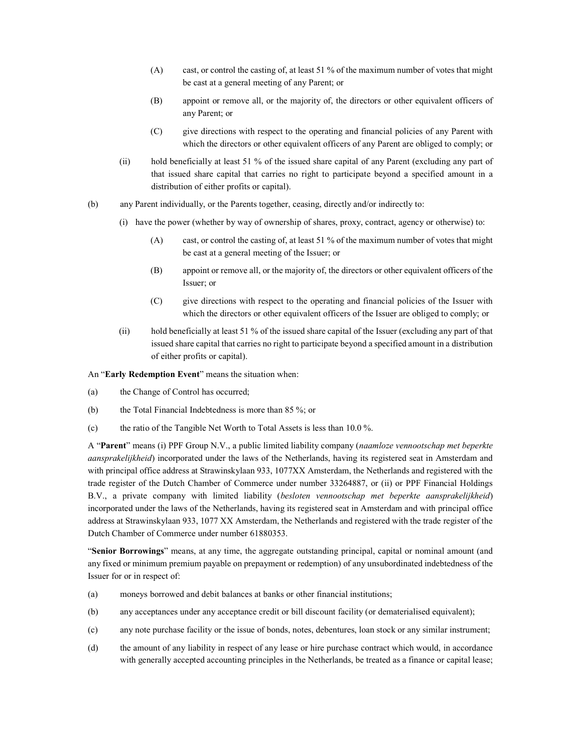(A) cast, or control the casting of, at least 51 % of the maximum number of votes that might be cast at a general meeting of any Parent; or

(B) appoint or remove all, or the majority of, the directors or other equivalent officers of any Parent; or

(C) give directions with respect to the operating and financial policies of any Parent with which the directors or other equivalent officers of any Parent are obliged to comply; or

(ii) hold beneficially at least 51 % of the issued share capital of any Parent (excluding any part of that issued share capital that carries no right to participate beyond a specified amount in a distribution of either profits or capital).

(b) any Parent individually, or the Parents together, ceasing, directly and/or indirectly to:

(i) have the power (whether by way of ownership of shares, proxy, contract, agency or otherwise) to:

(A) cast, or control the casting of, at least 51 % of the maximum number of votes that might be cast at a general meeting of the Issuer; or

(B) appoint or remove all, or the majority of, the directors or other equivalent officers of the Issuer; or

(C) give directions with respect to the operating and financial policies of the Issuer with which the directors or other equivalent officers of the Issuer are obliged to comply; or

(ii) hold beneficially at least 51 % of the issued share capital of the Issuer (excluding any part of that issued share capital that carries no right to participate beyond a specified amount in a distribution of either profits or capital).

An "**Early Redemption Event**" means the situation when:

(a) the Change of Control has occurred;

(b) the Total Financial Indebtedness is more than 85 %; or

(c) the ratio of the Tangible Net Worth to Total Assets is less than 10.0 %.

A "**Parent**" means (i) PPF Group N.V., a public limited liability company (*naamloze vennootschap met beperkte aansprakelijkheid*) incorporated under the laws of the Netherlands, having its registered seat in Amsterdam and with principal office address at Strawinskylaan 933, 1077XX Amsterdam, the Netherlands and registered with the trade register of the Dutch Chamber of Commerce under number 33264887, or (ii) or PPF Financial Holdings B.V., a private company with limited liability (*besloten vennootschap met beperkte aansprakelijkheid*) incorporated under the laws of the Netherlands, having its registered seat in Amsterdam and with principal office address at Strawinskylaan 933, 1077 XX Amsterdam, the Netherlands and registered with the trade register of the Dutch Chamber of Commerce under number 61880353.

"**Senior Borrowings**" means, at any time, the aggregate outstanding principal, capital or nominal amount (and any fixed or minimum premium payable on prepayment or redemption) of any unsubordinated indebtedness of the Issuer for or in respect of:

(a) moneys borrowed and debit balances at banks or other financial institutions;

(b) any acceptances under any acceptance credit or bill discount facility (or dematerialised equivalent);

(c) any note purchase facility or the issue of bonds, notes, debentures, loan stock or any similar instrument;

(d) the amount of any liability in respect of any lease or hire purchase contract which would, in accordance with generally accepted accounting principles in the Netherlands, be treated as a finance or capital lease;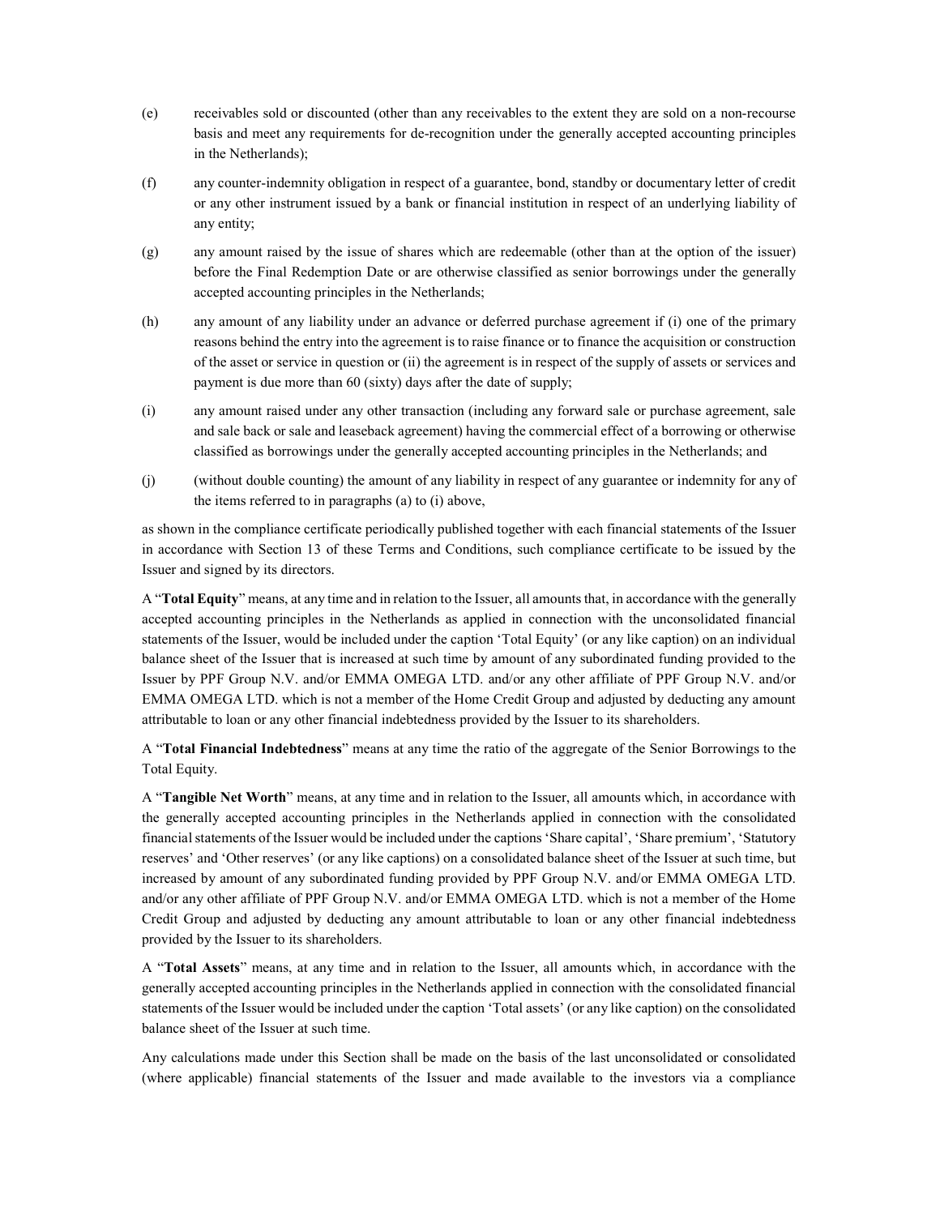(e) receivables sold or discounted (other than any receivables to the extent they are sold on a non-recourse basis and meet any requirements for de-recognition under the generally accepted accounting principles in the Netherlands);

(f) any counter-indemnity obligation in respect of a guarantee, bond, standby or documentary letter of credit or any other instrument issued by a bank or financial institution in respect of an underlying liability of any entity;

(g) any amount raised by the issue of shares which are redeemable (other than at the option of the issuer) before the Final Redemption Date or are otherwise classified as senior borrowings under the generally accepted accounting principles in the Netherlands;

(h) any amount of any liability under an advance or deferred purchase agreement if (i) one of the primary reasons behind the entry into the agreement is to raise finance or to finance the acquisition or construction of the asset or service in question or (ii) the agreement is in respect of the supply of assets or services and payment is due more than 60 (sixty) days after the date of supply;

(i) any amount raised under any other transaction (including any forward sale or purchase agreement, sale and sale back or sale and leaseback agreement) having the commercial effect of a borrowing or otherwise classified as borrowings under the generally accepted accounting principles in the Netherlands; and

(j) (without double counting) the amount of any liability in respect of any guarantee or indemnity for any of the items referred to in paragraphs (a) to (i) above,

as shown in the compliance certificate periodically published together with each financial statements of the Issuer in accordance with Section 13 of these Terms and Conditions, such compliance certificate to be issued by the Issuer and signed by its directors.

A "**Total Equity**" means, at any time and in relation to the Issuer, all amounts that, in accordance with the generally accepted accounting principles in the Netherlands as applied in connection with the unconsolidated financial statements of the Issuer, would be included under the caption 'Total Equity' (or any like caption) on an individual balance sheet of the Issuer that is increased at such time by amount of any subordinated funding provided to the Issuer by PPF Group N.V. and/or EMMA OMEGA LTD. and/or any other affiliate of PPF Group N.V. and/or EMMA OMEGA LTD. which is not a member of the Home Credit Group and adjusted by deducting any amount attributable to loan or any other financial indebtedness provided by the Issuer to its shareholders.

A "**Total Financial Indebtedness**" means at any time the ratio of the aggregate of the Senior Borrowings to the Total Equity.

A "**Tangible Net Worth**" means, at any time and in relation to the Issuer, all amounts which, in accordance with the generally accepted accounting principles in the Netherlands applied in connection with the consolidated financial statements of the Issuer would be included under the captions 'Share capital', 'Share premium', 'Statutory reserves' and 'Other reserves' (or any like captions) on a consolidated balance sheet of the Issuer at such time, but increased by amount of any subordinated funding provided by PPF Group N.V. and/or EMMA OMEGA LTD. and/or any other affiliate of PPF Group N.V. and/or EMMA OMEGA LTD. which is not a member of the Home Credit Group and adjusted by deducting any amount attributable to loan or any other financial indebtedness provided by the Issuer to its shareholders.

A "**Total Assets**" means, at any time and in relation to the Issuer, all amounts which, in accordance with the generally accepted accounting principles in the Netherlands applied in connection with the consolidated financial statements of the Issuer would be included under the caption 'Total assets' (or any like caption) on the consolidated balance sheet of the Issuer at such time.

Any calculations made under this Section shall be made on the basis of the last unconsolidated or consolidated (where applicable) financial statements of the Issuer and made available to the investors via a compliance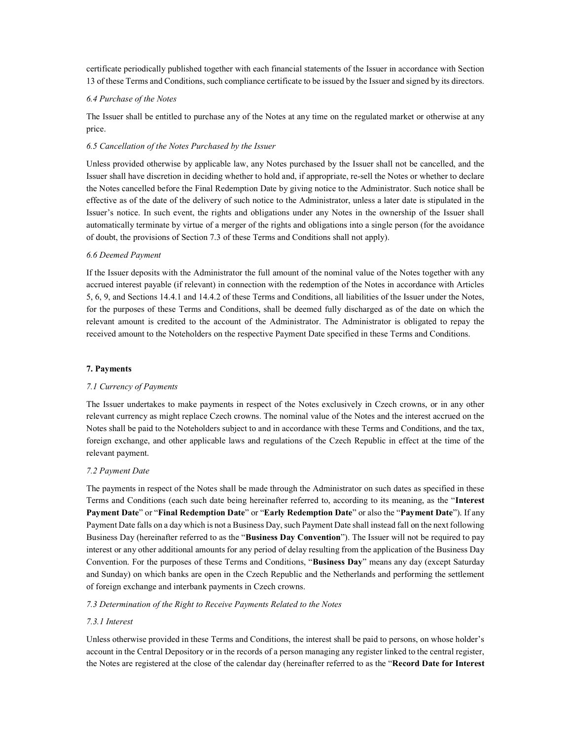certificate periodically published together with each financial statements of the Issuer in accordance with Section 13 of these Terms and Conditions, such compliance certificate to be issued by the Issuer and signed by its directors.

*6.4 Purchase of the Notes*

The Issuer shall be entitled to purchase any of the Notes at any time on the regulated market or otherwise at any price.

*6.5 Cancellation of the Notes Purchased by the Issuer*

Unless provided otherwise by applicable law, any Notes purchased by the Issuer shall not be cancelled, and the Issuer shall have discretion in deciding whether to hold and, if appropriate, re-sell the Notes or whether to declare the Notes cancelled before the Final Redemption Date by giving notice to the Administrator. Such notice shall be effective as of the date of the delivery of such notice to the Administrator, unless a later date is stipulated in the Issuer's notice. In such event, the rights and obligations under any Notes in the ownership of the Issuer shall automatically terminate by virtue of a merger of the rights and obligations into a single person (for the avoidance of doubt, the provisions of Section 7.3 of these Terms and Conditions shall not apply).

*6.6 Deemed Payment*

If the Issuer deposits with the Administrator the full amount of the nominal value of the Notes together with any accrued interest payable (if relevant) in connection with the redemption of the Notes in accordance with Articles 5, 6, 9, and Sections 14.4.1 and 14.4.2 of these Terms and Conditions, all liabilities of the Issuer under the Notes, for the purposes of these Terms and Conditions, shall be deemed fully discharged as of the date on which the relevant amount is credited to the account of the Administrator. The Administrator is obligated to repay the received amount to the Noteholders on the respective Payment Date specified in these Terms and Conditions.

**7. Payments**

*7.1 Currency of Payments*

The Issuer undertakes to make payments in respect of the Notes exclusively in Czech crowns, or in any other relevant currency as might replace Czech crowns. The nominal value of the Notes and the interest accrued on the Notes shall be paid to the Noteholders subject to and in accordance with these Terms and Conditions, and the tax, foreign exchange, and other applicable laws and regulations of the Czech Republic in effect at the time of the relevant payment.

*7.2 Payment Date*

The payments in respect of the Notes shall be made through the Administrator on such dates as specified in these Terms and Conditions (each such date being hereinafter referred to, according to its meaning, as the "**Interest Payment Date**" or "**Final Redemption Date**" or "**Early Redemption Date**" or also the "**Payment Date**"). If any Payment Date falls on a day which is not a Business Day, such Payment Date shall instead fall on the next following Business Day (hereinafter referred to as the "**Business Day Convention**"). The Issuer will not be required to pay interest or any other additional amounts for any period of delay resulting from the application of the Business Day Convention. For the purposes of these Terms and Conditions, "**Business Day**" means any day (except Saturday and Sunday) on which banks are open in the Czech Republic and the Netherlands and performing the settlement of foreign exchange and interbank payments in Czech crowns.

*7.3 Determination of the Right to Receive Payments Related to the Notes*

*7.3.1 Interest*

Unless otherwise provided in these Terms and Conditions, the interest shall be paid to persons, on whose holder's account in the Central Depository or in the records of a person managing any register linked to the central register, the Notes are registered at the close of the calendar day (hereinafter referred to as the "**Record Date for Interest**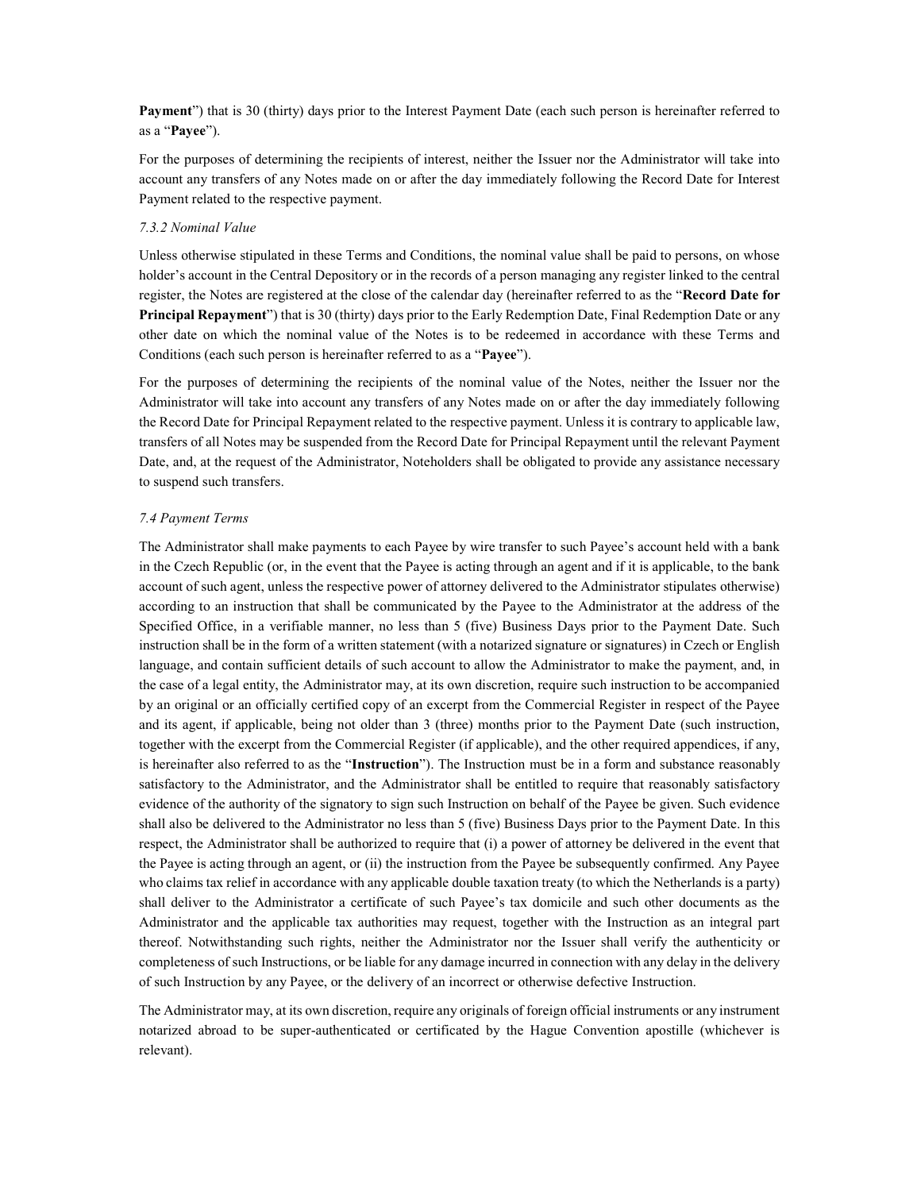**Payment**") that is 30 (thirty) days prior to the Interest Payment Date (each such person is hereinafter referred to as a "**Payee**").

For the purposes of determining the recipients of interest, neither the Issuer nor the Administrator will take into account any transfers of any Notes made on or after the day immediately following the Record Date for Interest Payment related to the respective payment.

*7.3.2 Nominal Value*

Unless otherwise stipulated in these Terms and Conditions, the nominal value shall be paid to persons, on whose holder's account in the Central Depository or in the records of a person managing any register linked to the central register, the Notes are registered at the close of the calendar day (hereinafter referred to as the "**Record Date for Principal Repayment**") that is 30 (thirty) days prior to the Early Redemption Date, Final Redemption Date or any other date on which the nominal value of the Notes is to be redeemed in accordance with these Terms and Conditions (each such person is hereinafter referred to as a "**Payee**").

For the purposes of determining the recipients of the nominal value of the Notes, neither the Issuer nor the Administrator will take into account any transfers of any Notes made on or after the day immediately following the Record Date for Principal Repayment related to the respective payment. Unless it is contrary to applicable law, transfers of all Notes may be suspended from the Record Date for Principal Repayment until the relevant Payment Date, and, at the request of the Administrator, Noteholders shall be obligated to provide any assistance necessary to suspend such transfers.

*7.4 Payment Terms*

The Administrator shall make payments to each Payee by wire transfer to such Payee's account held with a bank in the Czech Republic (or, in the event that the Payee is acting through an agent and if it is applicable, to the bank account of such agent, unless the respective power of attorney delivered to the Administrator stipulates otherwise) according to an instruction that shall be communicated by the Payee to the Administrator at the address of the Specified Office, in a verifiable manner, no less than 5 (five) Business Days prior to the Payment Date. Such instruction shall be in the form of a written statement (with a notarized signature or signatures) in Czech or English language, and contain sufficient details of such account to allow the Administrator to make the payment, and, in the case of a legal entity, the Administrator may, at its own discretion, require such instruction to be accompanied by an original or an officially certified copy of an excerpt from the Commercial Register in respect of the Payee and its agent, if applicable, being not older than 3 (three) months prior to the Payment Date (such instruction, together with the excerpt from the Commercial Register (if applicable), and the other required appendices, if any, is hereinafter also referred to as the "**Instruction**"). The Instruction must be in a form and substance reasonably satisfactory to the Administrator, and the Administrator shall be entitled to require that reasonably satisfactory evidence of the authority of the signatory to sign such Instruction on behalf of the Payee be given. Such evidence shall also be delivered to the Administrator no less than 5 (five) Business Days prior to the Payment Date. In this respect, the Administrator shall be authorized to require that (i) a power of attorney be delivered in the event that the Payee is acting through an agent, or (ii) the instruction from the Payee be subsequently confirmed. Any Payee who claims tax relief in accordance with any applicable double taxation treaty (to which the Netherlands is a party) shall deliver to the Administrator a certificate of such Payee's tax domicile and such other documents as the Administrator and the applicable tax authorities may request, together with the Instruction as an integral part thereof. Notwithstanding such rights, neither the Administrator nor the Issuer shall verify the authenticity or completeness of such Instructions, or be liable for any damage incurred in connection with any delay in the delivery of such Instruction by any Payee, or the delivery of an incorrect or otherwise defective Instruction.

The Administrator may, at its own discretion, require any originals of foreign official instruments or any instrument notarized abroad to be super-authenticated or certificated by the Hague Convention apostille (whichever is relevant).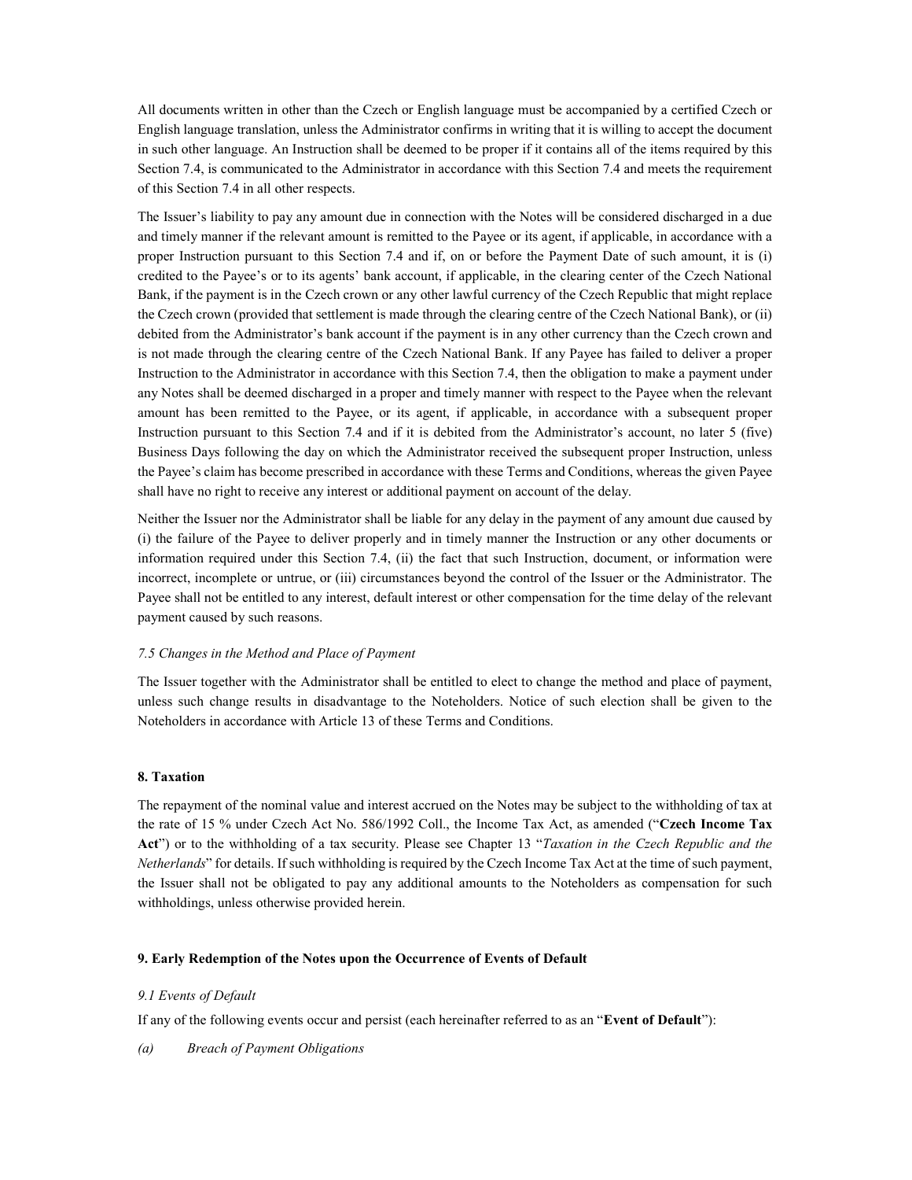All documents written in other than the Czech or English language must be accompanied by a certified Czech or English language translation, unless the Administrator confirms in writing that it is willing to accept the document in such other language. An Instruction shall be deemed to be proper if it contains all of the items required by this Section 7.4, is communicated to the Administrator in accordance with this Section 7.4 and meets the requirement of this Section 7.4 in all other respects.

The Issuer's liability to pay any amount due in connection with the Notes will be considered discharged in a due and timely manner if the relevant amount is remitted to the Payee or its agent, if applicable, in accordance with a proper Instruction pursuant to this Section 7.4 and if, on or before the Payment Date of such amount, it is (i) credited to the Payee's or to its agents' bank account, if applicable, in the clearing center of the Czech National Bank, if the payment is in the Czech crown or any other lawful currency of the Czech Republic that might replace the Czech crown (provided that settlement is made through the clearing centre of the Czech National Bank), or (ii) debited from the Administrator's bank account if the payment is in any other currency than the Czech crown and is not made through the clearing centre of the Czech National Bank. If any Payee has failed to deliver a proper Instruction to the Administrator in accordance with this Section 7.4, then the obligation to make a payment under any Notes shall be deemed discharged in a proper and timely manner with respect to the Payee when the relevant amount has been remitted to the Payee, or its agent, if applicable, in accordance with a subsequent proper Instruction pursuant to this Section 7.4 and if it is debited from the Administrator's account, no later 5 (five) Business Days following the day on which the Administrator received the subsequent proper Instruction, unless the Payee's claim has become prescribed in accordance with these Terms and Conditions, whereas the given Payee shall have no right to receive any interest or additional payment on account of the delay.

Neither the Issuer nor the Administrator shall be liable for any delay in the payment of any amount due caused by (i) the failure of the Payee to deliver properly and in timely manner the Instruction or any other documents or information required under this Section 7.4, (ii) the fact that such Instruction, document, or information were incorrect, incomplete or untrue, or (iii) circumstances beyond the control of the Issuer or the Administrator. The Payee shall not be entitled to any interest, default interest or other compensation for the time delay of the relevant payment caused by such reasons.

*7.5 Changes in the Method and Place of Payment*

The Issuer together with the Administrator shall be entitled to elect to change the method and place of payment, unless such change results in disadvantage to the Noteholders. Notice of such election shall be given to the Noteholders in accordance with Article 13 of these Terms and Conditions.

**8. Taxation**

The repayment of the nominal value and interest accrued on the Notes may be subject to the withholding of tax at the rate of 15 % under Czech Act No. 586/1992 Coll., the Income Tax Act, as amended ("**Czech Income Tax Act**") or to the withholding of a tax security. Please see Chapter 13 "*Taxation in the Czech Republic and the Netherlands*" for details. If such withholding is required by the Czech Income Tax Act at the time of such payment, the Issuer shall not be obligated to pay any additional amounts to the Noteholders as compensation for such withholdings, unless otherwise provided herein.

**9. Early Redemption of the Notes upon the Occurrence of Events of Default**

*9.1 Events of Default*

If any of the following events occur and persist (each hereinafter referred to as an "**Event of Default**"):

*(a) Breach of Payment Obligations*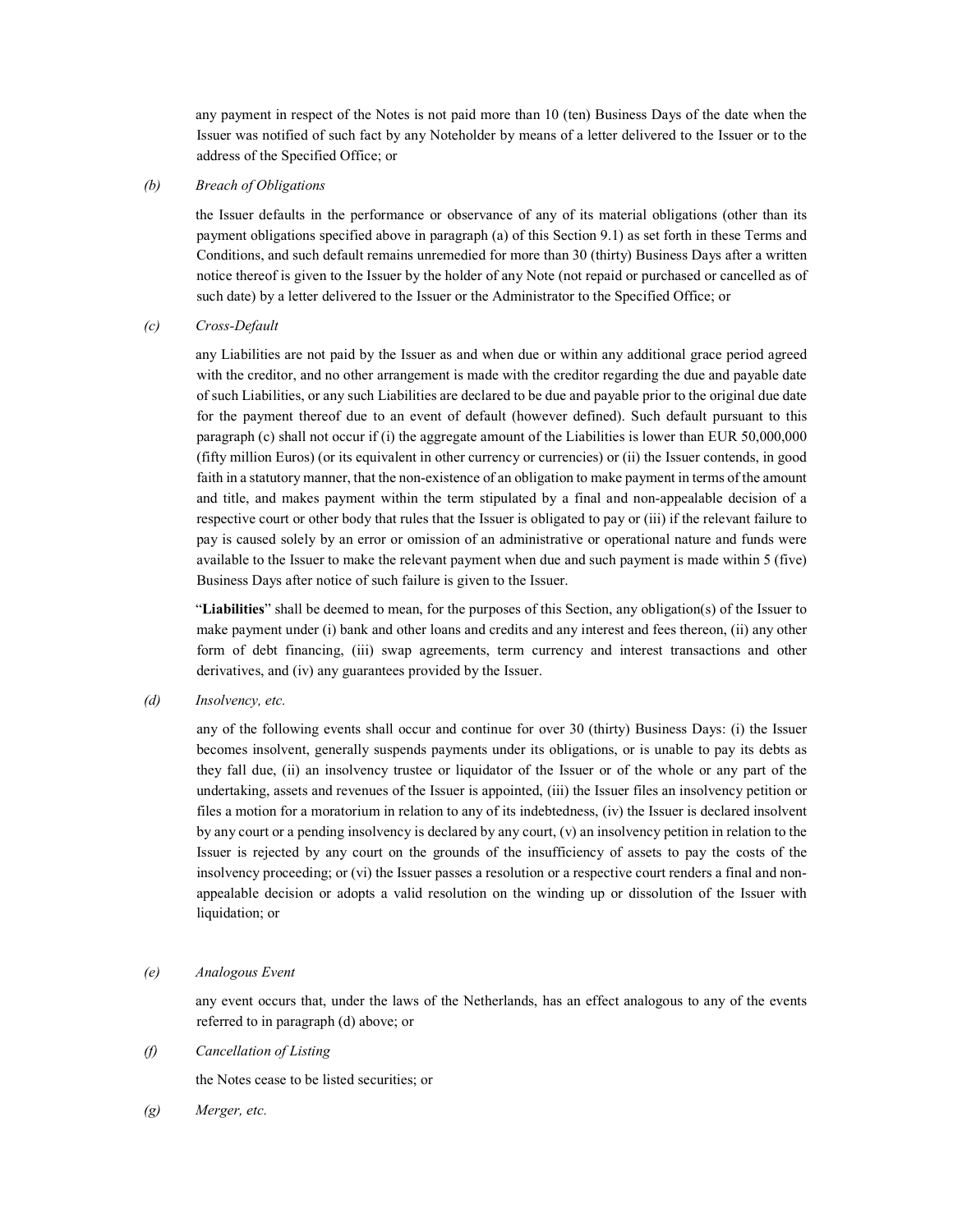any payment in respect of the Notes is not paid more than 10 (ten) Business Days of the date when the Issuer was notified of such fact by any Noteholder by means of a letter delivered to the Issuer or to the address of the Specified Office; or

*(b) Breach of Obligations*

the Issuer defaults in the performance or observance of any of its material obligations (other than its payment obligations specified above in paragraph (a) of this Section 9.1) as set forth in these Terms and Conditions, and such default remains unremedied for more than 30 (thirty) Business Days after a written notice thereof is given to the Issuer by the holder of any Note (not repaid or purchased or cancelled as of such date) by a letter delivered to the Issuer or the Administrator to the Specified Office; or

*(c) Cross-Default*

any Liabilities are not paid by the Issuer as and when due or within any additional grace period agreed with the creditor, and no other arrangement is made with the creditor regarding the due and payable date of such Liabilities, or any such Liabilities are declared to be due and payable prior to the original due date for the payment thereof due to an event of default (however defined). Such default pursuant to this paragraph (c) shall not occur if (i) the aggregate amount of the Liabilities is lower than EUR 50,000,000 (fifty million Euros) (or its equivalent in other currency or currencies) or (ii) the Issuer contends, in good faith in a statutory manner, that the non-existence of an obligation to make payment in terms of the amount and title, and makes payment within the term stipulated by a final and non-appealable decision of a respective court or other body that rules that the Issuer is obligated to pay or (iii) if the relevant failure to pay is caused solely by an error or omission of an administrative or operational nature and funds were available to the Issuer to make the relevant payment when due and such payment is made within 5 (five) Business Days after notice of such failure is given to the Issuer.

"**Liabilities**" shall be deemed to mean, for the purposes of this Section, any obligation(s) of the Issuer to make payment under (i) bank and other loans and credits and any interest and fees thereon, (ii) any other form of debt financing, (iii) swap agreements, term currency and interest transactions and other derivatives, and (iv) any guarantees provided by the Issuer.

*(d) Insolvency, etc.*

any of the following events shall occur and continue for over 30 (thirty) Business Days: (i) the Issuer becomes insolvent, generally suspends payments under its obligations, or is unable to pay its debts as they fall due, (ii) an insolvency trustee or liquidator of the Issuer or of the whole or any part of the undertaking, assets and revenues of the Issuer is appointed, (iii) the Issuer files an insolvency petition or files a motion for a moratorium in relation to any of its indebtedness, (iv) the Issuer is declared insolvent by any court or a pending insolvency is declared by any court, (v) an insolvency petition in relation to the Issuer is rejected by any court on the grounds of the insufficiency of assets to pay the costs of the insolvency proceeding; or (vi) the Issuer passes a resolution or a respective court renders a final and non-appealable decision or adopts a valid resolution on the winding up or dissolution of the Issuer with liquidation; or

*(e) Analogous Event*

any event occurs that, under the laws of the Netherlands, has an effect analogous to any of the events referred to in paragraph (d) above; or

*(f) Cancellation of Listing*

the Notes cease to be listed securities; or

*(g) Merger, etc.*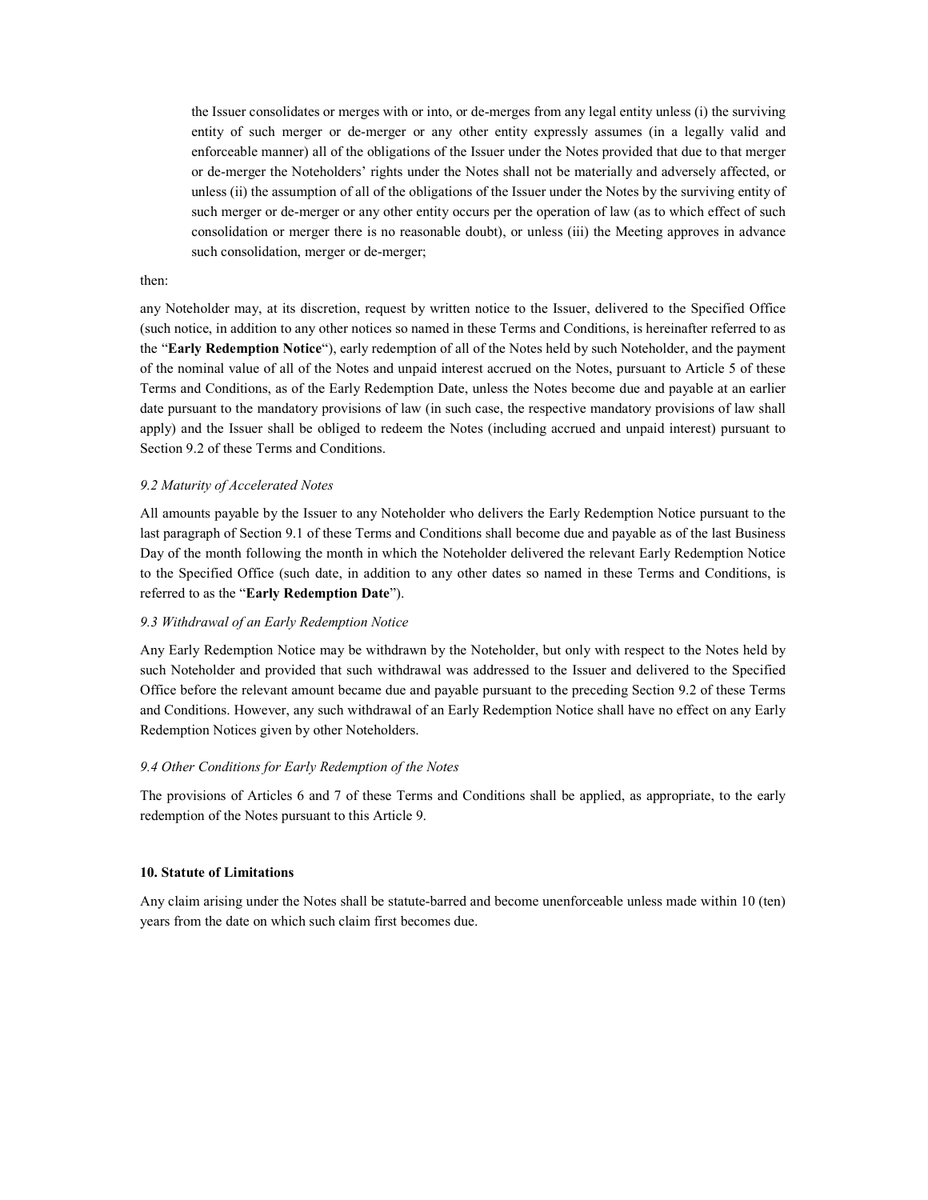the Issuer consolidates or merges with or into, or de-merges from any legal entity unless (i) the surviving entity of such merger or de-merger or any other entity expressly assumes (in a legally valid and enforceable manner) all of the obligations of the Issuer under the Notes provided that due to that merger or de-merger the Noteholders' rights under the Notes shall not be materially and adversely affected, or unless (ii) the assumption of all of the obligations of the Issuer under the Notes by the surviving entity of such merger or de-merger or any other entity occurs per the operation of law (as to which effect of such consolidation or merger there is no reasonable doubt), or unless (iii) the Meeting approves in advance such consolidation, merger or de-merger;

then:

any Noteholder may, at its discretion, request by written notice to the Issuer, delivered to the Specified Office (such notice, in addition to any other notices so named in these Terms and Conditions, is hereinafter referred to as the "**Early Redemption Notice**"), early redemption of all of the Notes held by such Noteholder, and the payment of the nominal value of all of the Notes and unpaid interest accrued on the Notes, pursuant to Article 5 of these Terms and Conditions, as of the Early Redemption Date, unless the Notes become due and payable at an earlier date pursuant to the mandatory provisions of law (in such case, the respective mandatory provisions of law shall apply) and the Issuer shall be obliged to redeem the Notes (including accrued and unpaid interest) pursuant to Section 9.2 of these Terms and Conditions.

*9.2 Maturity of Accelerated Notes*

All amounts payable by the Issuer to any Noteholder who delivers the Early Redemption Notice pursuant to the last paragraph of Section 9.1 of these Terms and Conditions shall become due and payable as of the last Business Day of the month following the month in which the Noteholder delivered the relevant Early Redemption Notice to the Specified Office (such date, in addition to any other dates so named in these Terms and Conditions, is referred to as the "**Early Redemption Date**").

*9.3 Withdrawal of an Early Redemption Notice*

Any Early Redemption Notice may be withdrawn by the Noteholder, but only with respect to the Notes held by such Noteholder and provided that such withdrawal was addressed to the Issuer and delivered to the Specified Office before the relevant amount became due and payable pursuant to the preceding Section 9.2 of these Terms and Conditions. However, any such withdrawal of an Early Redemption Notice shall have no effect on any Early Redemption Notices given by other Noteholders.

*9.4 Other Conditions for Early Redemption of the Notes*

The provisions of Articles 6 and 7 of these Terms and Conditions shall be applied, as appropriate, to the early redemption of the Notes pursuant to this Article 9.

**10. Statute of Limitations**

Any claim arising under the Notes shall be statute-barred and become unenforceable unless made within 10 (ten) years from the date on which such claim first becomes due.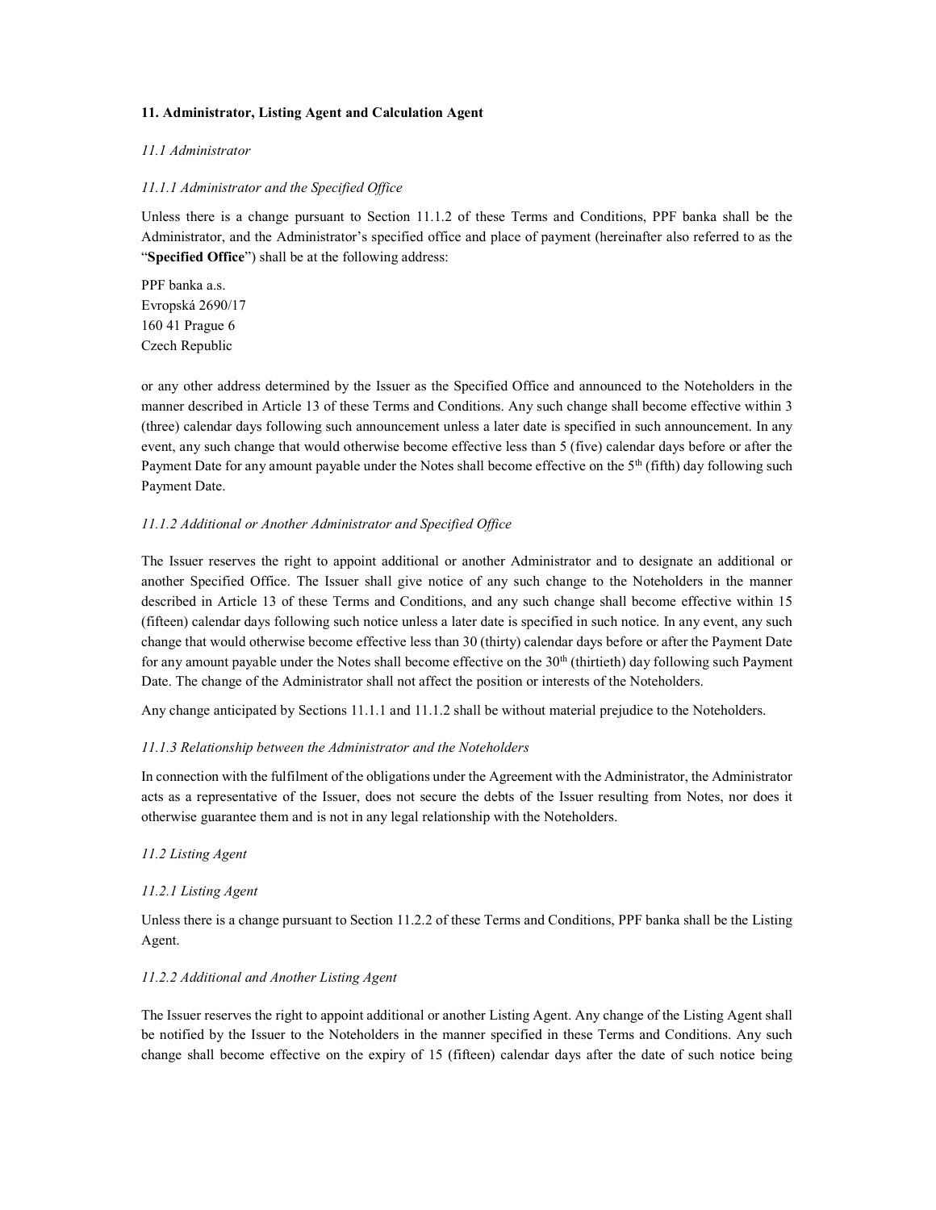## 11. Administrator, Listing Agent and Calculation Agent

### *11.1 Administrator*

#### *11.1.1 Administrator and the Specified Office*

Unless there is a change pursuant to Section 11.1.2 of these Terms and Conditions, PPF banka shall be the Administrator, and the Administrator's specified office and place of payment (hereinafter also referred to as the "**Specified Office**") shall be at the following address:

PPF banka a.s.
Evropská 2690/17
160 41 Prague 6
Czech Republic

or any other address determined by the Issuer as the Specified Office and announced to the Noteholders in the manner described in Article 13 of these Terms and Conditions. Any such change shall become effective within 3 (three) calendar days following such announcement unless a later date is specified in such announcement. In any event, any such change that would otherwise become effective less than 5 (five) calendar days before or after the Payment Date for any amount payable under the Notes shall become effective on the 5th (fifth) day following such Payment Date.

#### *11.1.2 Additional or Another Administrator and Specified Office*

The Issuer reserves the right to appoint additional or another Administrator and to designate an additional or another Specified Office. The Issuer shall give notice of any such change to the Noteholders in the manner described in Article 13 of these Terms and Conditions, and any such change shall become effective within 15 (fifteen) calendar days following such notice unless a later date is specified in such notice. In any event, any such change that would otherwise become effective less than 30 (thirty) calendar days before or after the Payment Date for any amount payable under the Notes shall become effective on the 30th (thirtieth) day following such Payment Date. The change of the Administrator shall not affect the position or interests of the Noteholders.

Any change anticipated by Sections 11.1.1 and 11.1.2 shall be without material prejudice to the Noteholders.

#### *11.1.3 Relationship between the Administrator and the Noteholders*

In connection with the fulfilment of the obligations under the Agreement with the Administrator, the Administrator acts as a representative of the Issuer, does not secure the debts of the Issuer resulting from Notes, nor does it otherwise guarantee them and is not in any legal relationship with the Noteholders.

### *11.2 Listing Agent*

#### *11.2.1 Listing Agent*

Unless there is a change pursuant to Section 11.2.2 of these Terms and Conditions, PPF banka shall be the Listing Agent.

#### *11.2.2 Additional and Another Listing Agent*

The Issuer reserves the right to appoint additional or another Listing Agent. Any change of the Listing Agent shall be notified by the Issuer to the Noteholders in the manner specified in these Terms and Conditions. Any such change shall become effective on the expiry of 15 (fifteen) calendar days after the date of such notice being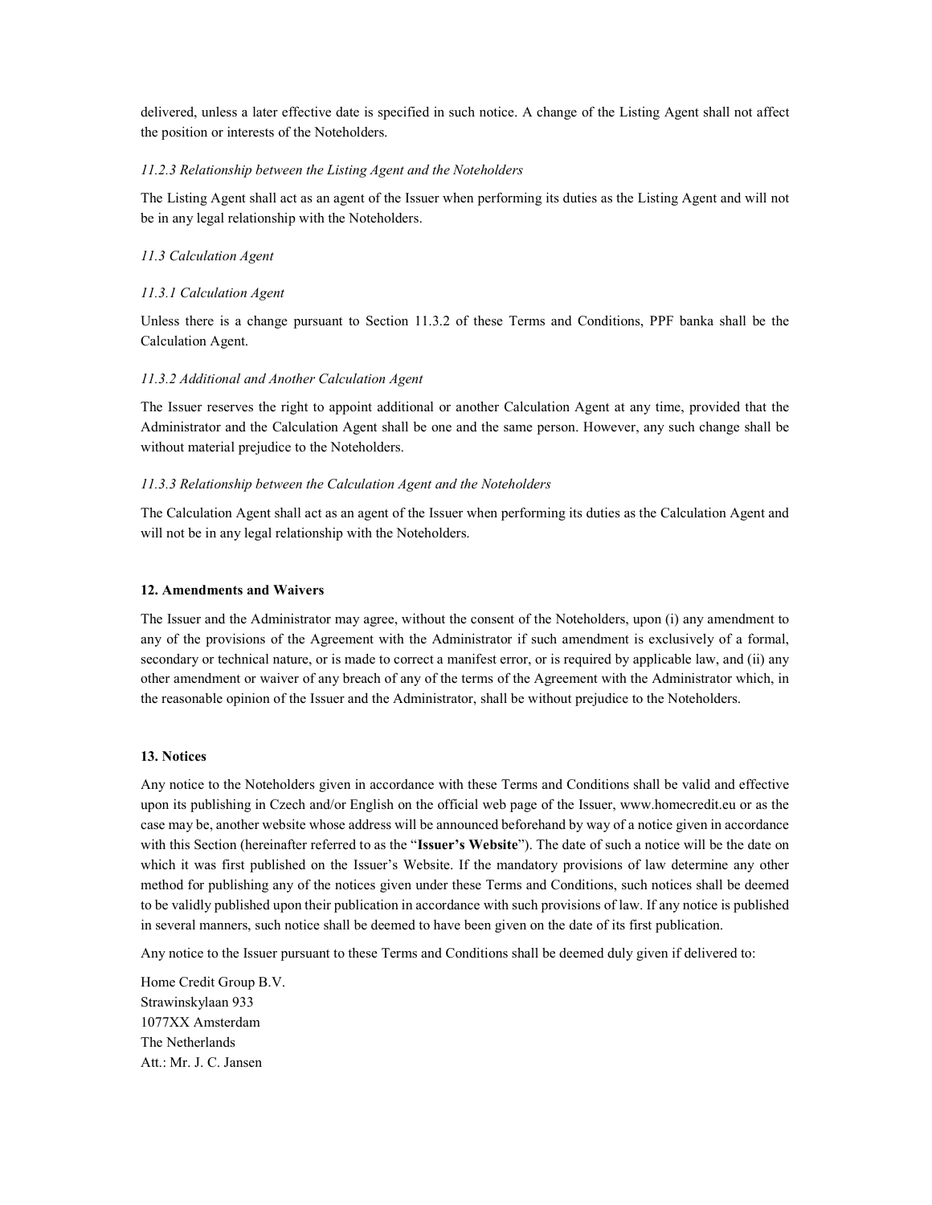delivered, unless a later effective date is specified in such notice. A change of the Listing Agent shall not affect the position or interests of the Noteholders.

*11.2.3 Relationship between the Listing Agent and the Noteholders*

The Listing Agent shall act as an agent of the Issuer when performing its duties as the Listing Agent and will not be in any legal relationship with the Noteholders.

*11.3 Calculation Agent*

*11.3.1 Calculation Agent*

Unless there is a change pursuant to Section 11.3.2 of these Terms and Conditions, PPF banka shall be the Calculation Agent.

*11.3.2 Additional and Another Calculation Agent*

The Issuer reserves the right to appoint additional or another Calculation Agent at any time, provided that the Administrator and the Calculation Agent shall be one and the same person. However, any such change shall be without material prejudice to the Noteholders.

*11.3.3 Relationship between the Calculation Agent and the Noteholders*

The Calculation Agent shall act as an agent of the Issuer when performing its duties as the Calculation Agent and will not be in any legal relationship with the Noteholders.

**12. Amendments and Waivers**

The Issuer and the Administrator may agree, without the consent of the Noteholders, upon (i) any amendment to any of the provisions of the Agreement with the Administrator if such amendment is exclusively of a formal, secondary or technical nature, or is made to correct a manifest error, or is required by applicable law, and (ii) any other amendment or waiver of any breach of any of the terms of the Agreement with the Administrator which, in the reasonable opinion of the Issuer and the Administrator, shall be without prejudice to the Noteholders.

**13. Notices**

Any notice to the Noteholders given in accordance with these Terms and Conditions shall be valid and effective upon its publishing in Czech and/or English on the official web page of the Issuer, www.homecredit.eu or as the case may be, another website whose address will be announced beforehand by way of a notice given in accordance with this Section (hereinafter referred to as the "**Issuer's Website**"). The date of such a notice will be the date on which it was first published on the Issuer's Website. If the mandatory provisions of law determine any other method for publishing any of the notices given under these Terms and Conditions, such notices shall be deemed to be validly published upon their publication in accordance with such provisions of law. If any notice is published in several manners, such notice shall be deemed to have been given on the date of its first publication.

Any notice to the Issuer pursuant to these Terms and Conditions shall be deemed duly given if delivered to:

Home Credit Group B.V.
Strawinskylaan 933
1077XX Amsterdam
The Netherlands
Att.: Mr. J. C. Jansen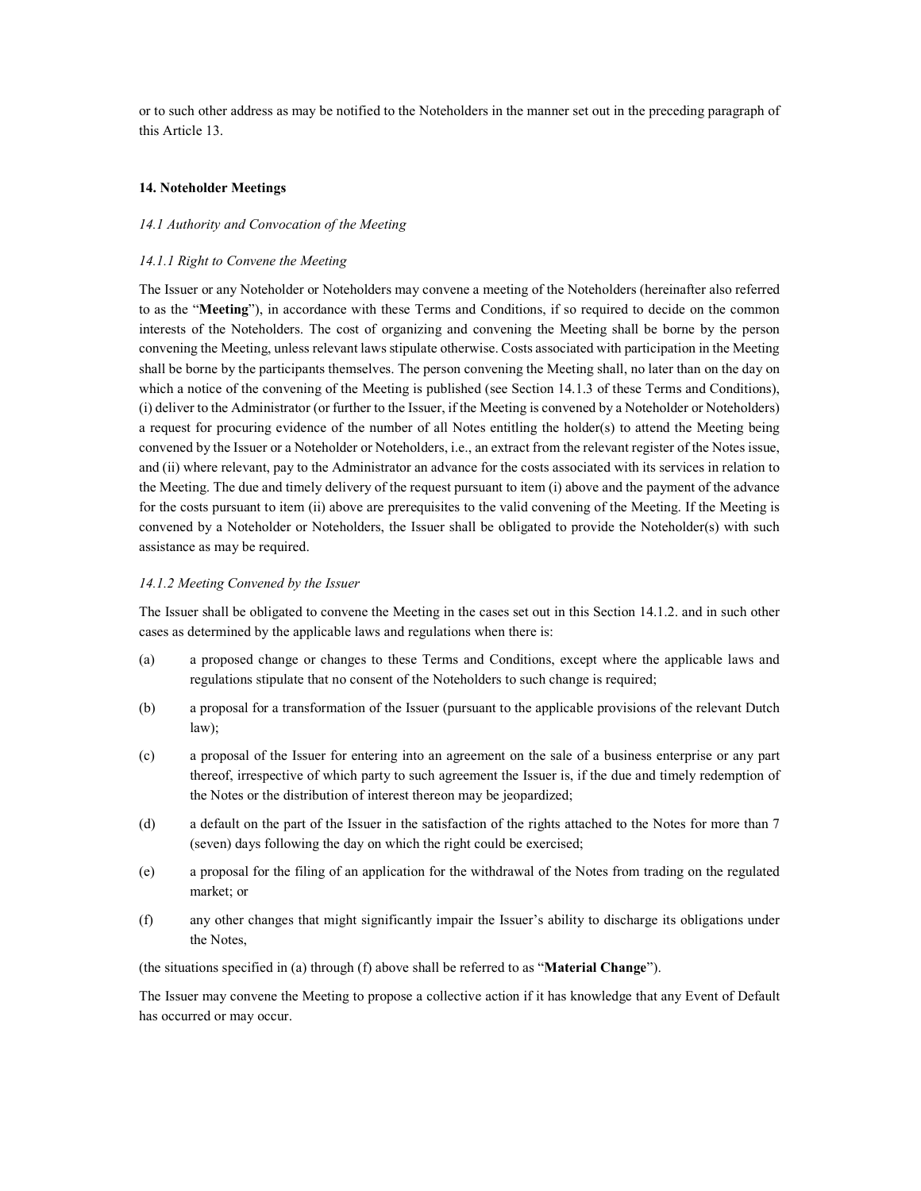or to such other address as may be notified to the Noteholders in the manner set out in the preceding paragraph of this Article 13.

## 14. Noteholder Meetings

*14.1 Authority and Convocation of the Meeting*

*14.1.1 Right to Convene the Meeting*

The Issuer or any Noteholder or Noteholders may convene a meeting of the Noteholders (hereinafter also referred to as the "**Meeting**"), in accordance with these Terms and Conditions, if so required to decide on the common interests of the Noteholders. The cost of organizing and convening the Meeting shall be borne by the person convening the Meeting, unless relevant laws stipulate otherwise. Costs associated with participation in the Meeting shall be borne by the participants themselves. The person convening the Meeting shall, no later than on the day on which a notice of the convening of the Meeting is published (see Section 14.1.3 of these Terms and Conditions), (i) deliver to the Administrator (or further to the Issuer, if the Meeting is convened by a Noteholder or Noteholders) a request for procuring evidence of the number of all Notes entitling the holder(s) to attend the Meeting being convened by the Issuer or a Noteholder or Noteholders, i.e., an extract from the relevant register of the Notes issue, and (ii) where relevant, pay to the Administrator an advance for the costs associated with its services in relation to the Meeting. The due and timely delivery of the request pursuant to item (i) above and the payment of the advance for the costs pursuant to item (ii) above are prerequisites to the valid convening of the Meeting. If the Meeting is convened by a Noteholder or Noteholders, the Issuer shall be obligated to provide the Noteholder(s) with such assistance as may be required.

*14.1.2 Meeting Convened by the Issuer*

The Issuer shall be obligated to convene the Meeting in the cases set out in this Section 14.1.2. and in such other cases as determined by the applicable laws and regulations when there is:

(a) a proposed change or changes to these Terms and Conditions, except where the applicable laws and regulations stipulate that no consent of the Noteholders to such change is required;

(b) a proposal for a transformation of the Issuer (pursuant to the applicable provisions of the relevant Dutch law);

(c) a proposal of the Issuer for entering into an agreement on the sale of a business enterprise or any part thereof, irrespective of which party to such agreement the Issuer is, if the due and timely redemption of the Notes or the distribution of interest thereon may be jeopardized;

(d) a default on the part of the Issuer in the satisfaction of the rights attached to the Notes for more than 7 (seven) days following the day on which the right could be exercised;

(e) a proposal for the filing of an application for the withdrawal of the Notes from trading on the regulated market; or

(f) any other changes that might significantly impair the Issuer's ability to discharge its obligations under the Notes,

(the situations specified in (a) through (f) above shall be referred to as "**Material Change**").

The Issuer may convene the Meeting to propose a collective action if it has knowledge that any Event of Default has occurred or may occur.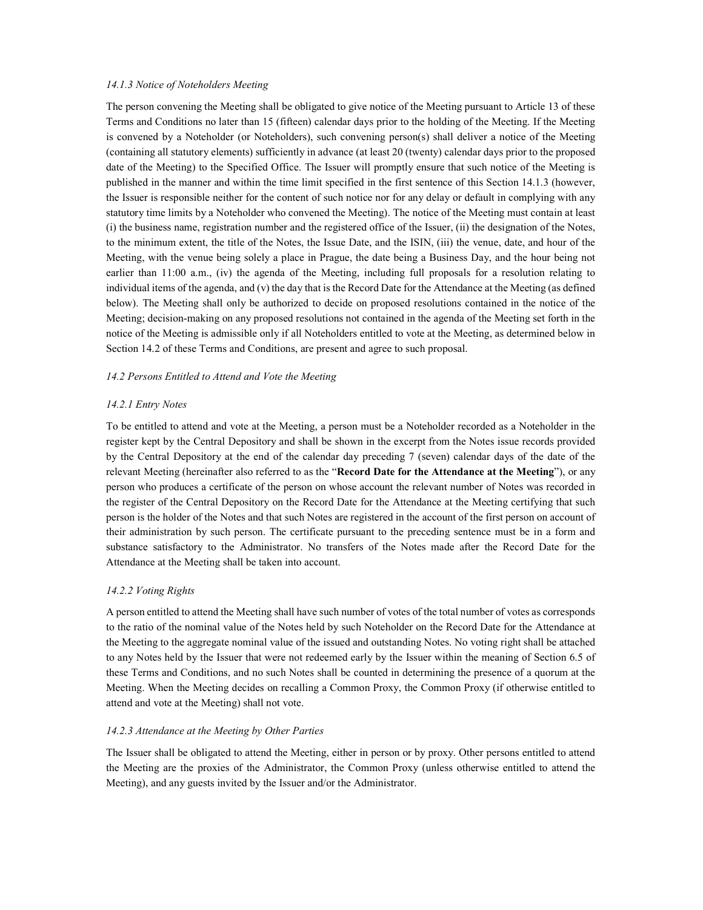*14.1.3 Notice of Noteholders Meeting*

The person convening the Meeting shall be obligated to give notice of the Meeting pursuant to Article 13 of these Terms and Conditions no later than 15 (fifteen) calendar days prior to the holding of the Meeting. If the Meeting is convened by a Noteholder (or Noteholders), such convening person(s) shall deliver a notice of the Meeting (containing all statutory elements) sufficiently in advance (at least 20 (twenty) calendar days prior to the proposed date of the Meeting) to the Specified Office. The Issuer will promptly ensure that such notice of the Meeting is published in the manner and within the time limit specified in the first sentence of this Section 14.1.3 (however, the Issuer is responsible neither for the content of such notice nor for any delay or default in complying with any statutory time limits by a Noteholder who convened the Meeting). The notice of the Meeting must contain at least (i) the business name, registration number and the registered office of the Issuer, (ii) the designation of the Notes, to the minimum extent, the title of the Notes, the Issue Date, and the ISIN, (iii) the venue, date, and hour of the Meeting, with the venue being solely a place in Prague, the date being a Business Day, and the hour being not earlier than 11:00 a.m., (iv) the agenda of the Meeting, including full proposals for a resolution relating to individual items of the agenda, and (v) the day that is the Record Date for the Attendance at the Meeting (as defined below). The Meeting shall only be authorized to decide on proposed resolutions contained in the notice of the Meeting; decision-making on any proposed resolutions not contained in the agenda of the Meeting set forth in the notice of the Meeting is admissible only if all Noteholders entitled to vote at the Meeting, as determined below in Section 14.2 of these Terms and Conditions, are present and agree to such proposal.

*14.2 Persons Entitled to Attend and Vote the Meeting*

*14.2.1 Entry Notes*

To be entitled to attend and vote at the Meeting, a person must be a Noteholder recorded as a Noteholder in the register kept by the Central Depository and shall be shown in the excerpt from the Notes issue records provided by the Central Depository at the end of the calendar day preceding 7 (seven) calendar days of the date of the relevant Meeting (hereinafter also referred to as the "**Record Date for the Attendance at the Meeting**"), or any person who produces a certificate of the person on whose account the relevant number of Notes was recorded in the register of the Central Depository on the Record Date for the Attendance at the Meeting certifying that such person is the holder of the Notes and that such Notes are registered in the account of the first person on account of their administration by such person. The certificate pursuant to the preceding sentence must be in a form and substance satisfactory to the Administrator. No transfers of the Notes made after the Record Date for the Attendance at the Meeting shall be taken into account.

*14.2.2 Voting Rights*

A person entitled to attend the Meeting shall have such number of votes of the total number of votes as corresponds to the ratio of the nominal value of the Notes held by such Noteholder on the Record Date for the Attendance at the Meeting to the aggregate nominal value of the issued and outstanding Notes. No voting right shall be attached to any Notes held by the Issuer that were not redeemed early by the Issuer within the meaning of Section 6.5 of these Terms and Conditions, and no such Notes shall be counted in determining the presence of a quorum at the Meeting. When the Meeting decides on recalling a Common Proxy, the Common Proxy (if otherwise entitled to attend and vote at the Meeting) shall not vote.

*14.2.3 Attendance at the Meeting by Other Parties*

The Issuer shall be obligated to attend the Meeting, either in person or by proxy. Other persons entitled to attend the Meeting are the proxies of the Administrator, the Common Proxy (unless otherwise entitled to attend the Meeting), and any guests invited by the Issuer and/or the Administrator.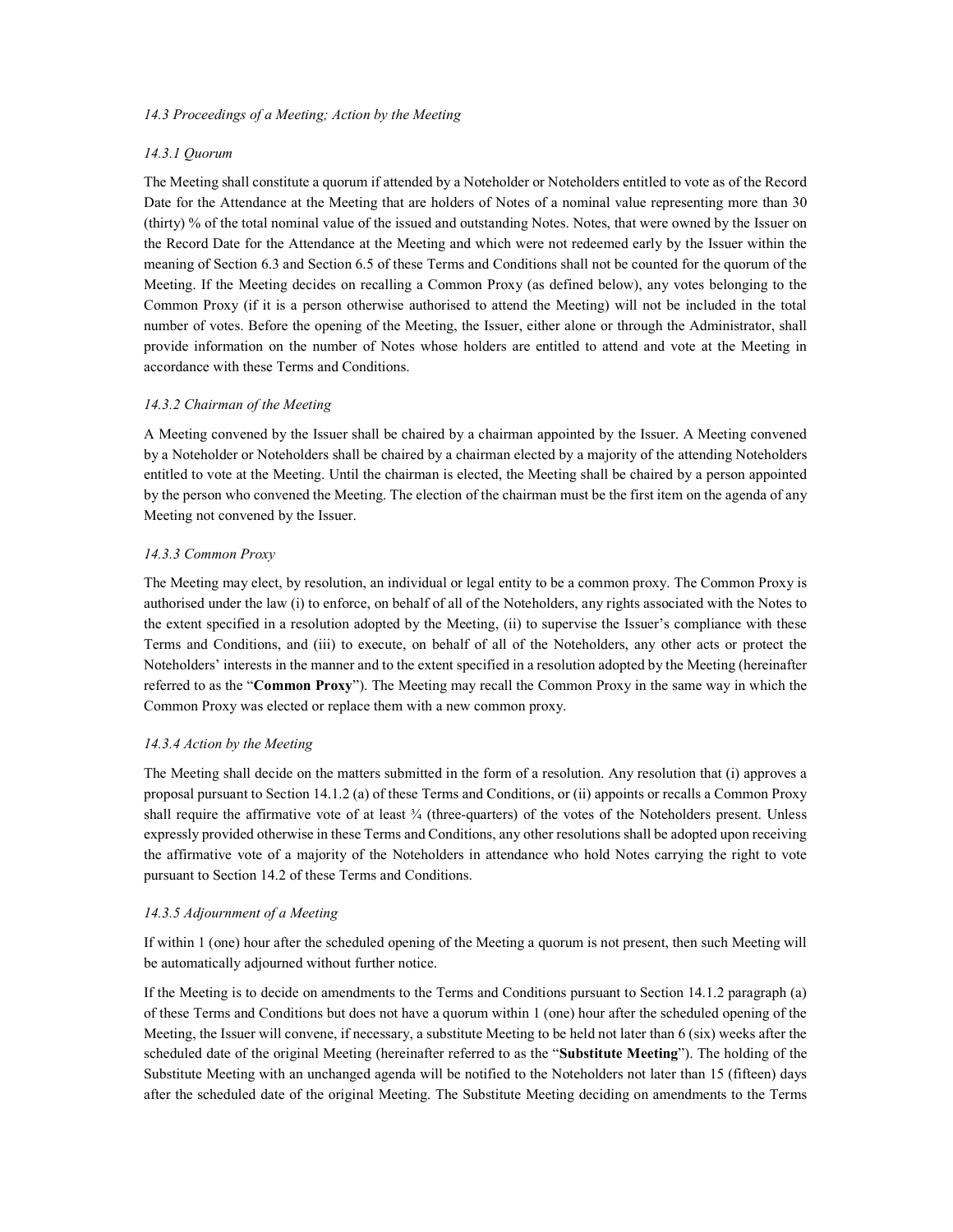*14.3 Proceedings of a Meeting; Action by the Meeting*

*14.3.1 Quorum*

The Meeting shall constitute a quorum if attended by a Noteholder or Noteholders entitled to vote as of the Record Date for the Attendance at the Meeting that are holders of Notes of a nominal value representing more than 30 (thirty) % of the total nominal value of the issued and outstanding Notes. Notes, that were owned by the Issuer on the Record Date for the Attendance at the Meeting and which were not redeemed early by the Issuer within the meaning of Section 6.3 and Section 6.5 of these Terms and Conditions shall not be counted for the quorum of the Meeting. If the Meeting decides on recalling a Common Proxy (as defined below), any votes belonging to the Common Proxy (if it is a person otherwise authorised to attend the Meeting) will not be included in the total number of votes. Before the opening of the Meeting, the Issuer, either alone or through the Administrator, shall provide information on the number of Notes whose holders are entitled to attend and vote at the Meeting in accordance with these Terms and Conditions.

*14.3.2 Chairman of the Meeting*

A Meeting convened by the Issuer shall be chaired by a chairman appointed by the Issuer. A Meeting convened by a Noteholder or Noteholders shall be chaired by a chairman elected by a majority of the attending Noteholders entitled to vote at the Meeting. Until the chairman is elected, the Meeting shall be chaired by a person appointed by the person who convened the Meeting. The election of the chairman must be the first item on the agenda of any Meeting not convened by the Issuer.

*14.3.3 Common Proxy*

The Meeting may elect, by resolution, an individual or legal entity to be a common proxy. The Common Proxy is authorised under the law (i) to enforce, on behalf of all of the Noteholders, any rights associated with the Notes to the extent specified in a resolution adopted by the Meeting, (ii) to supervise the Issuer's compliance with these Terms and Conditions, and (iii) to execute, on behalf of all of the Noteholders, any other acts or protect the Noteholders' interests in the manner and to the extent specified in a resolution adopted by the Meeting (hereinafter referred to as the "**Common Proxy**"). The Meeting may recall the Common Proxy in the same way in which the Common Proxy was elected or replace them with a new common proxy.

*14.3.4 Action by the Meeting*

The Meeting shall decide on the matters submitted in the form of a resolution. Any resolution that (i) approves a proposal pursuant to Section 14.1.2 (a) of these Terms and Conditions, or (ii) appoints or recalls a Common Proxy shall require the affirmative vote of at least ¾ (three-quarters) of the votes of the Noteholders present. Unless expressly provided otherwise in these Terms and Conditions, any other resolutions shall be adopted upon receiving the affirmative vote of a majority of the Noteholders in attendance who hold Notes carrying the right to vote pursuant to Section 14.2 of these Terms and Conditions.

*14.3.5 Adjournment of a Meeting*

If within 1 (one) hour after the scheduled opening of the Meeting a quorum is not present, then such Meeting will be automatically adjourned without further notice.

If the Meeting is to decide on amendments to the Terms and Conditions pursuant to Section 14.1.2 paragraph (a) of these Terms and Conditions but does not have a quorum within 1 (one) hour after the scheduled opening of the Meeting, the Issuer will convene, if necessary, a substitute Meeting to be held not later than 6 (six) weeks after the scheduled date of the original Meeting (hereinafter referred to as the "**Substitute Meeting**"). The holding of the Substitute Meeting with an unchanged agenda will be notified to the Noteholders not later than 15 (fifteen) days after the scheduled date of the original Meeting. The Substitute Meeting deciding on amendments to the Terms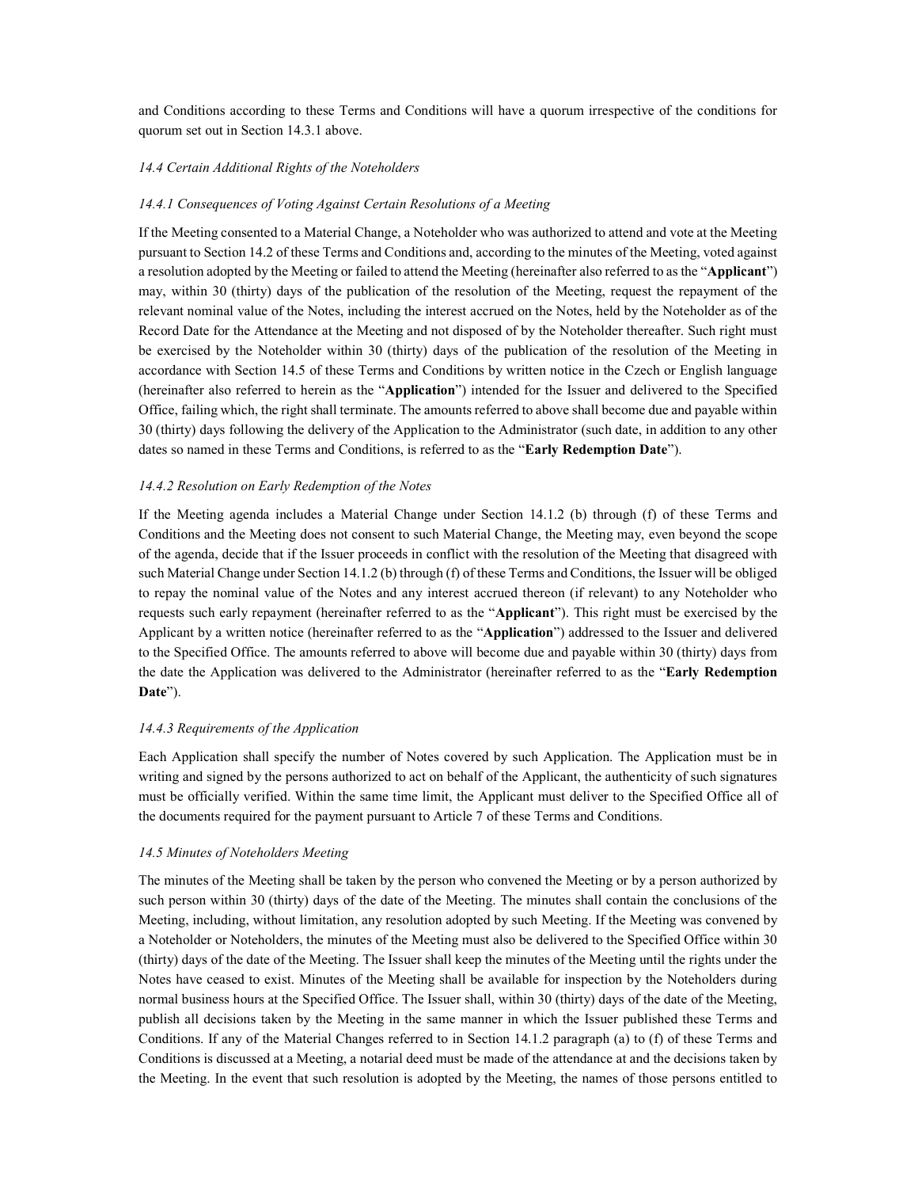and Conditions according to these Terms and Conditions will have a quorum irrespective of the conditions for quorum set out in Section 14.3.1 above.

### *14.4 Certain Additional Rights of the Noteholders*

#### *14.4.1 Consequences of Voting Against Certain Resolutions of a Meeting*

If the Meeting consented to a Material Change, a Noteholder who was authorized to attend and vote at the Meeting pursuant to Section 14.2 of these Terms and Conditions and, according to the minutes of the Meeting, voted against a resolution adopted by the Meeting or failed to attend the Meeting (hereinafter also referred to as the "**Applicant**") may, within 30 (thirty) days of the publication of the resolution of the Meeting, request the repayment of the relevant nominal value of the Notes, including the interest accrued on the Notes, held by the Noteholder as of the Record Date for the Attendance at the Meeting and not disposed of by the Noteholder thereafter. Such right must be exercised by the Noteholder within 30 (thirty) days of the publication of the resolution of the Meeting in accordance with Section 14.5 of these Terms and Conditions by written notice in the Czech or English language (hereinafter also referred to herein as the "**Application**") intended for the Issuer and delivered to the Specified Office, failing which, the right shall terminate. The amounts referred to above shall become due and payable within 30 (thirty) days following the delivery of the Application to the Administrator (such date, in addition to any other dates so named in these Terms and Conditions, is referred to as the "**Early Redemption Date**").

#### *14.4.2 Resolution on Early Redemption of the Notes*

If the Meeting agenda includes a Material Change under Section 14.1.2 (b) through (f) of these Terms and Conditions and the Meeting does not consent to such Material Change, the Meeting may, even beyond the scope of the agenda, decide that if the Issuer proceeds in conflict with the resolution of the Meeting that disagreed with such Material Change under Section 14.1.2 (b) through (f) of these Terms and Conditions, the Issuer will be obliged to repay the nominal value of the Notes and any interest accrued thereon (if relevant) to any Noteholder who requests such early repayment (hereinafter referred to as the "**Applicant**"). This right must be exercised by the Applicant by a written notice (hereinafter referred to as the "**Application**") addressed to the Issuer and delivered to the Specified Office. The amounts referred to above will become due and payable within 30 (thirty) days from the date the Application was delivered to the Administrator (hereinafter referred to as the "**Early Redemption Date**").

#### *14.4.3 Requirements of the Application*

Each Application shall specify the number of Notes covered by such Application. The Application must be in writing and signed by the persons authorized to act on behalf of the Applicant, the authenticity of such signatures must be officially verified. Within the same time limit, the Applicant must deliver to the Specified Office all of the documents required for the payment pursuant to Article 7 of these Terms and Conditions.

### *14.5 Minutes of Noteholders Meeting*

The minutes of the Meeting shall be taken by the person who convened the Meeting or by a person authorized by such person within 30 (thirty) days of the date of the Meeting. The minutes shall contain the conclusions of the Meeting, including, without limitation, any resolution adopted by such Meeting. If the Meeting was convened by a Noteholder or Noteholders, the minutes of the Meeting must also be delivered to the Specified Office within 30 (thirty) days of the date of the Meeting. The Issuer shall keep the minutes of the Meeting until the rights under the Notes have ceased to exist. Minutes of the Meeting shall be available for inspection by the Noteholders during normal business hours at the Specified Office. The Issuer shall, within 30 (thirty) days of the date of the Meeting, publish all decisions taken by the Meeting in the same manner in which the Issuer published these Terms and Conditions. If any of the Material Changes referred to in Section 14.1.2 paragraph (a) to (f) of these Terms and Conditions is discussed at a Meeting, a notarial deed must be made of the attendance at and the decisions taken by the Meeting. In the event that such resolution is adopted by the Meeting, the names of those persons entitled to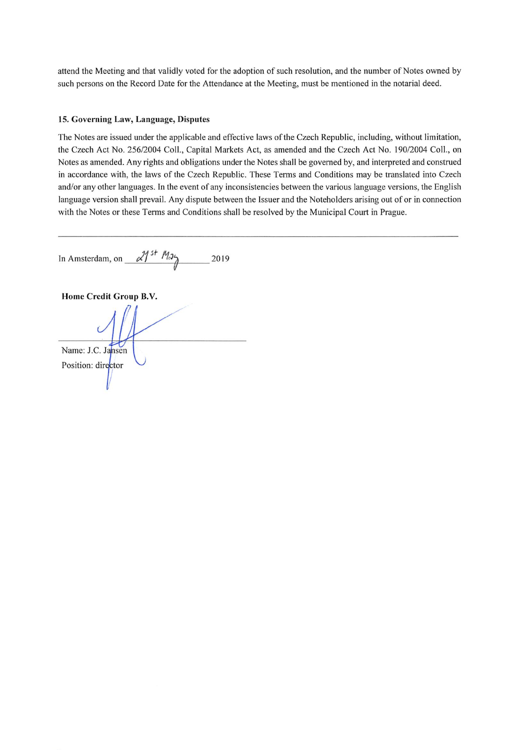attend the Meeting and that validly voted for the adoption of such resolution, and the number of Notes owned by such persons on the Record Date for the Attendance at the Meeting, must be mentioned in the notarial deed.

### 15. Governing Law, Language, Disputes

The Notes are issued under the applicable and effective laws of the Czech Republic, including, without limitation, the Czech Act No. 256/2004 Coll., Capital Markets Act, as amended and the Czech Act No. 190/2004 Coll., on Notes as amended. Any rights and obligations under the Notes shall be governed by, and interpreted and construed in accordance with, the laws of the Czech Republic. These Terms and Conditions may be translated into Czech and/or any other languages. In the event of any inconsistencies between the various language versions, the English language version shall prevail. Any dispute between the Issuer and the Noteholders arising out of or in connection with the Notes or these Terms and Conditions shall be resolved by the Municipal Court in Prague.

---

In Amsterdam, on 21st May 2019

**Home Credit Group B.V.**

Name: J.C. Jansen

Position: director